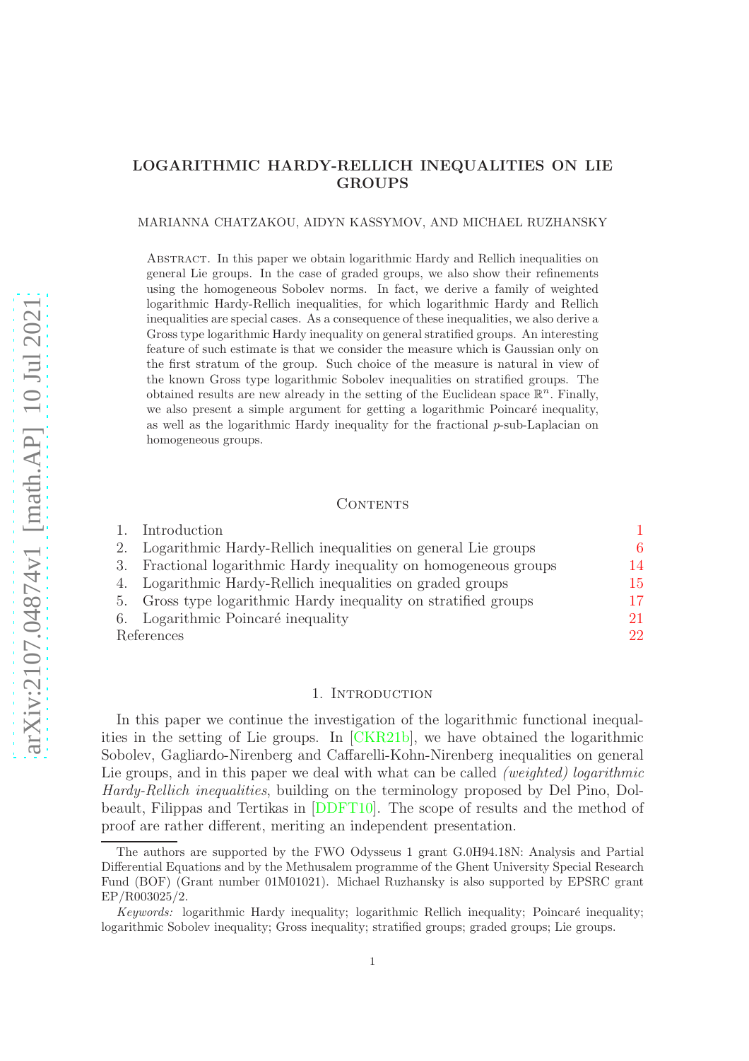# LOGARITHMIC HARDY-RELLICH INEQUALITIES ON LIE GROUPS

MARIANNA CHATZAKOU, AIDYN KASSYMOV, AND MICHAEL RUZHANSKY

Abstract. In this paper we obtain logarithmic Hardy and Rellich inequalities on general Lie groups. In the case of graded groups, we also show their refinements using the homogeneous Sobolev norms. In fact, we derive a family of weighted logarithmic Hardy-Rellich inequalities, for which logarithmic Hardy and Rellich inequalities are special cases. As a consequence of these inequalities, we also derive a Gross type logarithmic Hardy inequality on general stratified groups. An interesting feature of such estimate is that we consider the measure which is Gaussian only on the first stratum of the group. Such choice of the measure is natural in view of the known Gross type logarithmic Sobolev inequalities on stratified groups. The obtained results are new already in the setting of the Euclidean space $\mathbb{R}^n$. Finally, we also present a simple argument for getting a logarithmic Poincaré inequality, as well as the logarithmic Hardy inequality for the fractional $p$-sub-Laplacian on homogeneous groups.

## Contents

1. Introduction 1
2. Logarithmic Hardy-Rellich inequalities on general Lie groups 6
3. Fractional logarithmic Hardy inequality on homogeneous groups 14
4. Logarithmic Hardy-Rellich inequalities on graded groups 15
5. Gross type logarithmic Hardy inequality on stratified groups 17
6. Logarithmic Poincaré inequality 21

References 22

## 1. Introduction

In this paper we continue the investigation of the logarithmic functional inequalities in the setting of Lie groups. In [CKR21b], we have obtained the logarithmic Sobolev, Gagliardo-Nirenberg and Caffarelli-Kohn-Nirenberg inequalities on general Lie groups, and in this paper we deal with what can be called *(weighted) logarithmic Hardy-Rellich inequalities*, building on the terminology proposed by Del Pino, Dolbeault, Filippas and Tertikas in [DDFT10]. The scope of results and the method of proof are rather different, meriting an independent presentation.

The authors are supported by the FWO Odysseus 1 grant G.0H94.18N: Analysis and Partial Differential Equations and by the Methusalem programme of the Ghent University Special Research Fund (BOF) (Grant number 01M01021). Michael Ruzhansky is also supported by EPSRC grant EP/R003025/2.

*Keywords:* logarithmic Hardy inequality; logarithmic Rellich inequality; Poincaré inequality; logarithmic Sobolev inequality; Gross inequality; stratified groups; graded groups; Lie groups.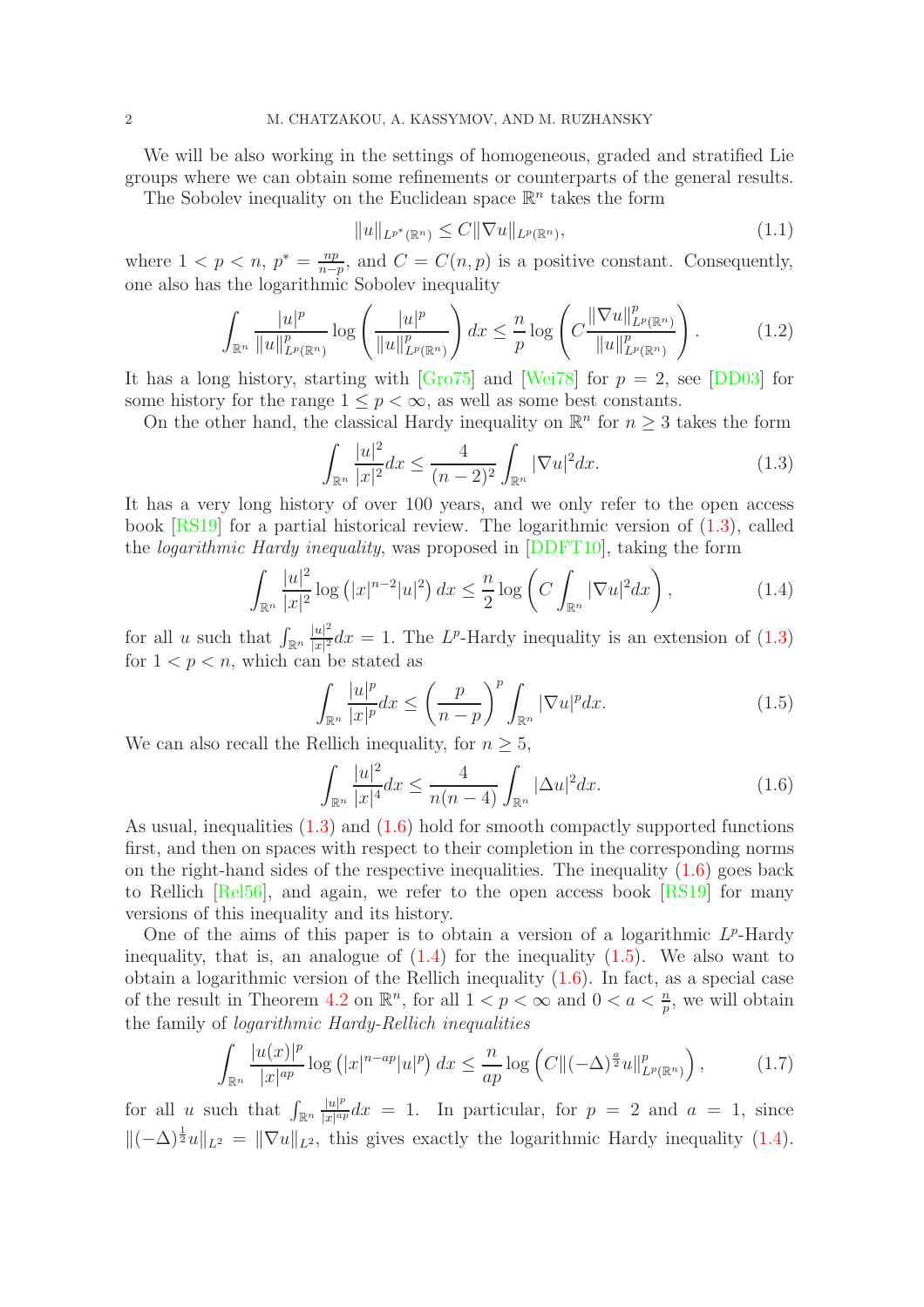We will be also working in the settings of homogeneous, graded and stratified Lie groups where we can obtain some refinements or counterparts of the general results.

The Sobolev inequality on the Euclidean space $\mathbb{R}^n$ takes the form

$$\|u\|_{L^{p^*}(\mathbb{R}^n)} \leq C\|\nabla u\|_{L^p(\mathbb{R}^n)}, \tag{1.1}$$

where $1 < p < n$, $p^* = \frac{np}{n-p}$, and $C = C(n,p)$ is a positive constant. Consequently, one also has the logarithmic Sobolev inequality

$$\int_{\mathbb{R}^n} \frac{|u|^p}{\|u\|^p_{L^p(\mathbb{R}^n)}} \log\left(\frac{|u|^p}{\|u\|^p_{L^p(\mathbb{R}^n)}}\right) dx \leq \frac{n}{p} \log\left(C \frac{\|\nabla u\|^p_{L^p(\mathbb{R}^n)}}{\|u\|^p_{L^p(\mathbb{R}^n)}}\right). \tag{1.2}$$

It has a long history, starting with [Gro75] and [Wei78] for $p = 2$, see [DD03] for some history for the range $1 \leq p < \infty$, as well as some best constants.

On the other hand, the classical Hardy inequality on $\mathbb{R}^n$ for $n \geq 3$ takes the form

$$\int_{\mathbb{R}^n} \frac{|u|^2}{|x|^2} dx \leq \frac{4}{(n-2)^2} \int_{\mathbb{R}^n} |\nabla u|^2 dx. \tag{1.3}$$

It has a very long history of over 100 years, and we only refer to the open access book [RS19] for a partial historical review. The logarithmic version of (1.3), called the *logarithmic Hardy inequality*, was proposed in [DDFT10], taking the form

$$\int_{\mathbb{R}^n} \frac{|u|^2}{|x|^2} \log\left(|x|^{n-2}|u|^2\right) dx \leq \frac{n}{2} \log\left(C \int_{\mathbb{R}^n} |\nabla u|^2 dx\right), \tag{1.4}$$

for all $u$ such that $\int_{\mathbb{R}^n} \frac{|u|^2}{|x|^2} dx = 1$. The $L^p$-Hardy inequality is an extension of (1.3) for $1 < p < n$, which can be stated as

$$\int_{\mathbb{R}^n} \frac{|u|^p}{|x|^p} dx \leq \left(\frac{p}{n-p}\right)^p \int_{\mathbb{R}^n} |\nabla u|^p dx. \tag{1.5}$$

We can also recall the Rellich inequality, for $n \geq 5$,

$$\int_{\mathbb{R}^n} \frac{|u|^2}{|x|^4} dx \leq \frac{4}{n(n-4)} \int_{\mathbb{R}^n} |\Delta u|^2 dx. \tag{1.6}$$

As usual, inequalities (1.3) and (1.6) hold for smooth compactly supported functions first, and then on spaces with respect to their completion in the corresponding norms on the right-hand sides of the respective inequalities. The inequality (1.6) goes back to Rellich [Rel56], and again, we refer to the open access book [RS19] for many versions of this inequality and its history.

One of the aims of this paper is to obtain a version of a logarithmic $L^p$-Hardy inequality, that is, an analogue of (1.4) for the inequality (1.5). We also want to obtain a logarithmic version of the Rellich inequality (1.6). In fact, as a special case of the result in Theorem 4.2 on $\mathbb{R}^n$, for all $1 < p < \infty$ and $0 < a < \frac{n}{p}$, we will obtain the family of *logarithmic Hardy-Rellich inequalities*

$$\int_{\mathbb{R}^n} \frac{|u(x)|^p}{|x|^{ap}} \log\left(|x|^{n-ap}|u|^p\right) dx \leq \frac{n}{ap} \log\left(C\|(-\Delta)^{\frac{a}{2}} u\|^p_{L^p(\mathbb{R}^n)}\right), \tag{1.7}$$

for all $u$ such that $\int_{\mathbb{R}^n} \frac{|u|^p}{|x|^{ap}} dx = 1$. In particular, for $p = 2$ and $a = 1$, since $\|(-\Delta)^{\frac{1}{2}} u\|_{L^2} = \|\nabla u\|_{L^2}$, this gives exactly the logarithmic Hardy inequality (1.4).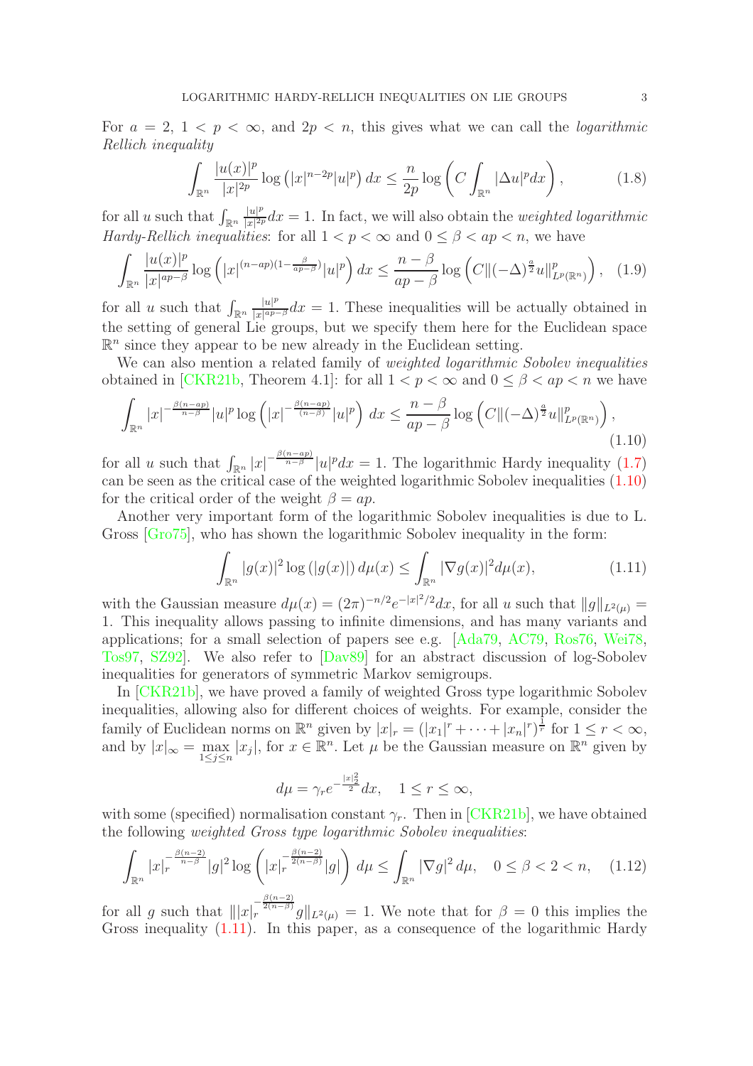For $a = 2$, $1 < p < \infty$, and $2p < n$, this gives what we can call the *logarithmic Rellich inequality*

$$\int_{\mathbb{R}^n} \frac{|u(x)|^p}{|x|^{2p}} \log\left(|x|^{n-2p}|u|^p\right) dx \leq \frac{n}{2p} \log\left(C \int_{\mathbb{R}^n} |\Delta u|^p dx\right), \tag{1.8}$$

for all $u$ such that $\int_{\mathbb{R}^n} \frac{|u|^p}{|x|^{2p}} dx = 1$. In fact, we will also obtain the *weighted logarithmic Hardy-Rellich inequalities*: for all $1 < p < \infty$ and $0 \leq \beta < ap < n$, we have

$$\int_{\mathbb{R}^n} \frac{|u(x)|^p}{|x|^{ap-\beta}} \log\left(|x|^{(n-ap)(1-\frac{\beta}{ap-\beta})}|u|^p\right) dx \leq \frac{n-\beta}{ap-\beta} \log\left(C\|(-\Delta)^{\frac{a}{2}} u\|^p_{L^p(\mathbb{R}^n)}\right), \tag{1.9}$$

for all $u$ such that $\int_{\mathbb{R}^n} \frac{|u|^p}{|x|^{ap-\beta}} dx = 1$. These inequalities will be actually obtained in the setting of general Lie groups, but we specify them here for the Euclidean space $\mathbb{R}^n$ since they appear to be new already in the Euclidean setting.

We can also mention a related family of *weighted logarithmic Sobolev inequalities* obtained in [CKR21b, Theorem 4.1]: for all $1 < p < \infty$ and $0 \leq \beta < ap < n$ we have

$$\int_{\mathbb{R}^n} |x|^{-\frac{\beta(n-ap)}{n-\beta}} |u|^p \log\left(|x|^{-\frac{\beta(n-ap)}{(n-\beta)}} |u|^p\right) dx \leq \frac{n-\beta}{ap-\beta} \log\left(C\|(-\Delta)^{\frac{a}{2}} u\|^p_{L^p(\mathbb{R}^n)}\right), \tag{1.10}$$

for all $u$ such that $\int_{\mathbb{R}^n} |x|^{-\frac{\beta(n-ap)}{n-\beta}} |u|^p dx = 1$. The logarithmic Hardy inequality (1.7) can be seen as the critical case of the weighted logarithmic Sobolev inequalities (1.10) for the critical order of the weight $\beta = ap$.

Another very important form of the logarithmic Sobolev inequalities is due to L. Gross [Gro75], who has shown the logarithmic Sobolev inequality in the form:

$$\int_{\mathbb{R}^n} |g(x)|^2 \log\left(|g(x)|\right) d\mu(x) \leq \int_{\mathbb{R}^n} |\nabla g(x)|^2 d\mu(x), \tag{1.11}$$

with the Gaussian measure $d\mu(x) = (2\pi)^{-n/2} e^{-|x|^2/2} dx$, for all $u$ such that $\|g\|_{L^2(\mu)} = 1$. This inequality allows passing to infinite dimensions, and has many variants and applications; for a small selection of papers see e.g. [Ada79, AC79, Ros76, Wei78, Tos97, SZ92]. We also refer to [Dav89] for an abstract discussion of log-Sobolev inequalities for generators of symmetric Markov semigroups.

In [CKR21b], we have proved a family of weighted Gross type logarithmic Sobolev inequalities, allowing also for different choices of weights. For example, consider the family of Euclidean norms on $\mathbb{R}^n$ given by $|x|_r = (|x_1|^r + \cdots + |x_n|^r)^{\frac{1}{r}}$ for $1 \leq r < \infty$, and by $|x|_\infty = \max_{1 \leq j \leq n} |x_j|$, for $x \in \mathbb{R}^n$. Let $\mu$ be the Gaussian measure on $\mathbb{R}^n$ given by

$$d\mu = \gamma_r e^{-\frac{|x|_2^2}{2}} dx, \quad 1 \leq r \leq \infty,$$

with some (specified) normalisation constant $\gamma_r$. Then in [CKR21b], we have obtained the following *weighted Gross type logarithmic Sobolev inequalities*:

$$\int_{\mathbb{R}^n} |x|_r^{-\frac{\beta(n-2)}{n-\beta}} |g|^2 \log\left(|x|_r^{-\frac{\beta(n-2)}{2(n-\beta)}} |g|\right) d\mu \leq \int_{\mathbb{R}^n} |\nabla g|^2 \, d\mu, \quad 0 \leq \beta < 2 < n, \tag{1.12}$$

for all $g$ such that $\||x|_r^{-\frac{\beta(n-2)}{2(n-\beta)}} g\|_{L^2(\mu)} = 1$. We note that for $\beta = 0$ this implies the Gross inequality (1.11). In this paper, as a consequence of the logarithmic Hardy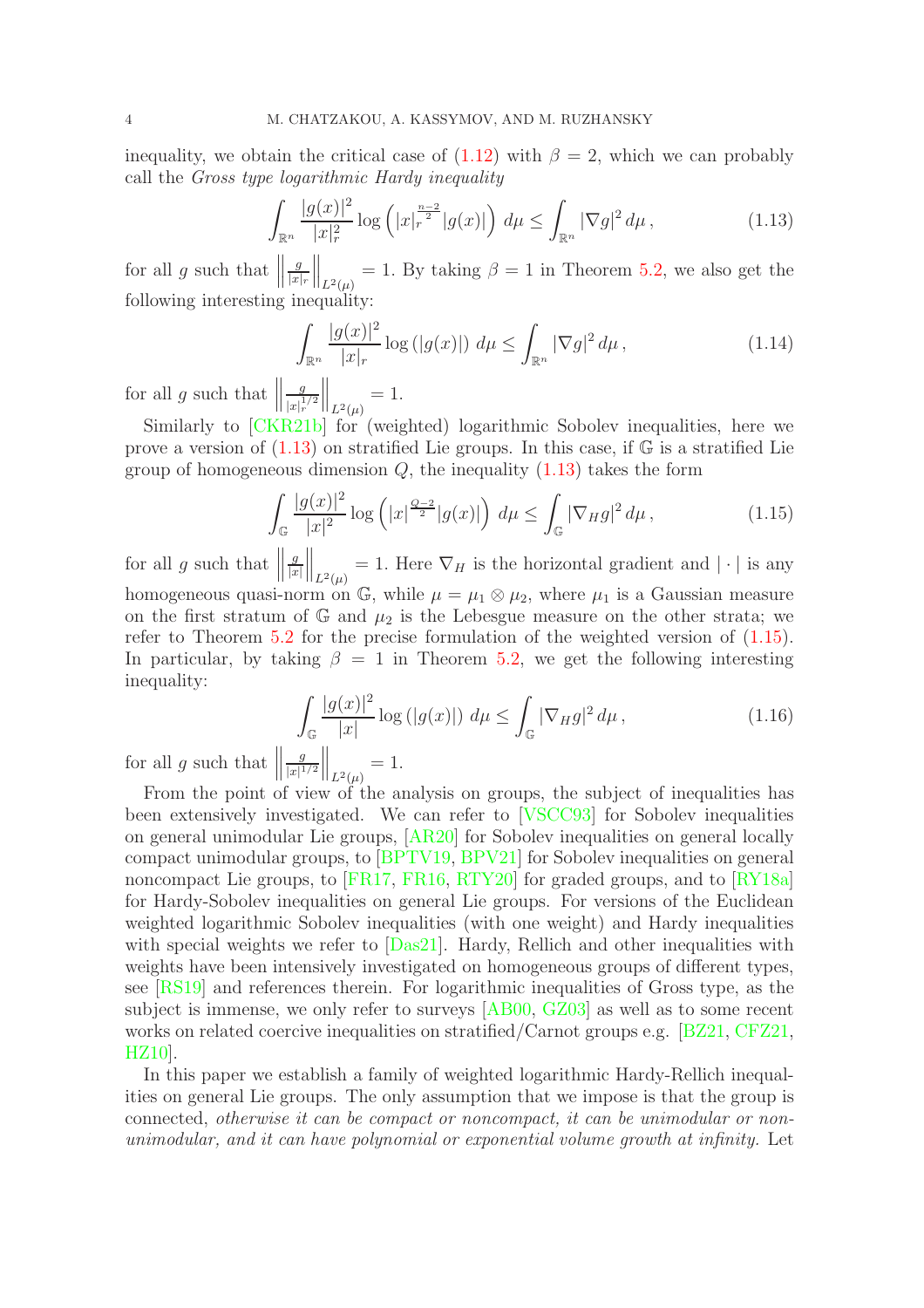inequality, we obtain the critical case of (1.12) with $\beta = 2$, which we can probably call the *Gross type logarithmic Hardy inequality*

$$\int_{\mathbb{R}^n} \frac{|g(x)|^2}{|x|_r^2} \log\left(|x|_r^{\frac{n-2}{2}}|g(x)|\right)\, d\mu \leq \int_{\mathbb{R}^n} |\nabla g|^2\, d\mu\,, \tag{1.13}$$

for all $g$ such that $\left\|\frac{g}{|x|_r}\right\|_{L^2(\mu)} = 1$. By taking $\beta = 1$ in Theorem 5.2, we also get the following interesting inequality:

$$\int_{\mathbb{R}^n} \frac{|g(x)|^2}{|x|_r} \log\left(|g(x)|\right)\, d\mu \leq \int_{\mathbb{R}^n} |\nabla g|^2\, d\mu\,, \tag{1.14}$$

for all $g$ such that $\left\|\frac{g}{|x|_r^{1/2}}\right\|_{L^2(\mu)} = 1$.

Similarly to [CKR21b] for (weighted) logarithmic Sobolev inequalities, here we prove a version of (1.13) on stratified Lie groups. In this case, if $\mathbb{G}$ is a stratified Lie group of homogeneous dimension $Q$, the inequality (1.13) takes the form

$$\int_{\mathbb{G}} \frac{|g(x)|^2}{|x|^2} \log\left(|x|^{\frac{Q-2}{2}}|g(x)|\right)\, d\mu \leq \int_{\mathbb{G}} |\nabla_H g|^2\, d\mu\,, \tag{1.15}$$

for all $g$ such that $\left\|\frac{g}{|x|}\right\|_{L^2(\mu)} = 1$. Here $\nabla_H$ is the horizontal gradient and $|\cdot|$ is any homogeneous quasi-norm on $\mathbb{G}$, while $\mu = \mu_1 \otimes \mu_2$, where $\mu_1$ is a Gaussian measure on the first stratum of $\mathbb{G}$ and $\mu_2$ is the Lebesgue measure on the other strata; we refer to Theorem 5.2 for the precise formulation of the weighted version of (1.15). In particular, by taking $\beta = 1$ in Theorem 5.2, we get the following interesting inequality:

$$\int_{\mathbb{G}} \frac{|g(x)|^2}{|x|} \log\left(|g(x)|\right)\, d\mu \leq \int_{\mathbb{G}} |\nabla_H g|^2\, d\mu\,, \tag{1.16}$$

for all $g$ such that $\left\|\frac{g}{|x|^{1/2}}\right\|_{L^2(\mu)} = 1$.

From the point of view of the analysis on groups, the subject of inequalities has been extensively investigated. We can refer to [VSCC93] for Sobolev inequalities on general unimodular Lie groups, [AR20] for Sobolev inequalities on general locally compact unimodular groups, to [BPTV19, BPV21] for Sobolev inequalities on general noncompact Lie groups, to [FR17, FR16, RTY20] for graded groups, and to [RY18a] for Hardy-Sobolev inequalities on general Lie groups. For versions of the Euclidean weighted logarithmic Sobolev inequalities (with one weight) and Hardy inequalities with special weights we refer to [Das21]. Hardy, Rellich and other inequalities with weights have been intensively investigated on homogeneous groups of different types, see [RS19] and references therein. For logarithmic inequalities of Gross type, as the subject is immense, we only refer to surveys [AB00, GZ03] as well as to some recent works on related coercive inequalities on stratified/Carnot groups e.g. [BZ21, CFZ21, HZ10].

In this paper we establish a family of weighted logarithmic Hardy-Rellich inequalities on general Lie groups. The only assumption that we impose is that the group is connected, *otherwise it can be compact or noncompact, it can be unimodular or non-unimodular, and it can have polynomial or exponential volume growth at infinity.* Let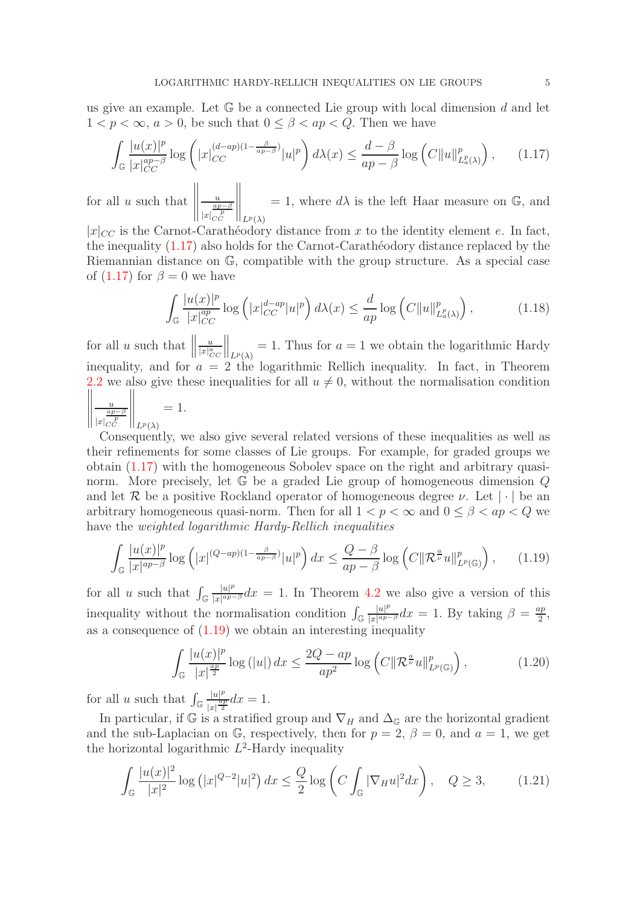us give an example. Let $\mathbb{G}$ be a connected Lie group with local dimension $d$ and let $1 < p < \infty$, $a > 0$, be such that $0 \leq \beta < ap < Q$. Then we have

$$\int_{\mathbb{G}} \frac{|u(x)|^p}{|x|_{CC}^{ap-\beta}} \log\left(|x|_{CC}^{(d-ap)(1-\frac{\beta}{ap-\beta})}|u|^p\right) d\lambda(x) \leq \frac{d-\beta}{ap-\beta} \log\left(C\|u\|^p_{L^p_a(\lambda)}\right), \quad (1.17)$$

for all $u$ such that $\left\|\frac{u}{|x|_{CC}^{\frac{ap-\beta}{p}}}\right\|_{L^p(\lambda)} = 1$, where $d\lambda$ is the left Haar measure on $\mathbb{G}$, and $|x|_{CC}$ is the Carnot-Carathéodory distance from $x$ to the identity element $e$. In fact, the inequality (1.17) also holds for the Carnot-Carathéodory distance replaced by the Riemannian distance on $\mathbb{G}$, compatible with the group structure. As a special case of (1.17) for $\beta = 0$ we have

$$\int_{\mathbb{G}} \frac{|u(x)|^p}{|x|_{CC}^{ap}} \log\left(|x|_{CC}^{d-ap}|u|^p\right) d\lambda(x) \leq \frac{d}{ap} \log\left(C\|u\|^p_{L^p_a(\lambda)}\right), \quad (1.18)$$

for all $u$ such that $\left\|\frac{u}{|x|_{CC}^{a}}\right\|_{L^p(\lambda)} = 1$. Thus for $a = 1$ we obtain the logarithmic Hardy inequality, and for $a = 2$ the logarithmic Rellich inequality. In fact, in Theorem 2.2 we also give these inequalities for all $u \neq 0$, without the normalisation condition $\left\|\frac{u}{|x|_{CC}^{\frac{ap-\beta}{p}}}\right\|_{L^p(\lambda)} = 1$.

Consequently, we also give several related versions of these inequalities as well as their refinements for some classes of Lie groups. For example, for graded groups we obtain (1.17) with the homogeneous Sobolev space on the right and arbitrary quasi-norm. More precisely, let $\mathbb{G}$ be a graded Lie group of homogeneous dimension $Q$ and let $\mathcal{R}$ be a positive Rockland operator of homogeneous degree $\nu$. Let $|\cdot|$ be an arbitrary homogeneous quasi-norm. Then for all $1 < p < \infty$ and $0 \leq \beta < ap < Q$ we have the *weighted logarithmic Hardy-Rellich inequalities*

$$\int_{\mathbb{G}} \frac{|u(x)|^p}{|x|^{ap-\beta}} \log\left(|x|^{(Q-ap)(1-\frac{\beta}{ap-\beta})}|u|^p\right) dx \leq \frac{Q-\beta}{ap-\beta} \log\left(C\|\mathcal{R}^{\frac{a}{\nu}}u\|^p_{L^p(\mathbb{G})}\right), \quad (1.19)$$

for all $u$ such that $\int_{\mathbb{G}} \frac{|u|^p}{|x|^{ap-\beta}}dx = 1$. In Theorem 4.2 we also give a version of this inequality without the normalisation condition $\int_{\mathbb{G}} \frac{|u|^p}{|x|^{ap-\beta}}dx = 1$. By taking $\beta = \frac{ap}{2}$, as a consequence of (1.19) we obtain an interesting inequality

$$\int_{\mathbb{G}} \frac{|u(x)|^p}{|x|^{\frac{ap}{2}}} \log(|u|)\, dx \leq \frac{2Q-ap}{ap^2} \log\left(C\|\mathcal{R}^{\frac{a}{\nu}}u\|^p_{L^p(\mathbb{G})}\right), \quad (1.20)$$

for $u$ such that $\int_{\mathbb{G}} \frac{|u|^p}{|x|^{\frac{ap}{2}}}dx = 1$.

In particular, if $\mathbb{G}$ is a stratified group and $\nabla_H$ and $\Delta_{\mathbb{G}}$ are the horizontal gradient and the sub-Laplacian on $\mathbb{G}$, respectively, then for $p = 2$, $\beta = 0$, and $a = 1$, we get the horizontal logarithmic $L^2$-Hardy inequality

$$\int_{\mathbb{G}} \frac{|u(x)|^2}{|x|^2} \log\left(|x|^{Q-2}|u|^2\right) dx \leq \frac{Q}{2} \log\left(C \int_{\mathbb{G}} |\nabla_H u|^2 dx\right), \quad Q \geq 3, \quad (1.21)$$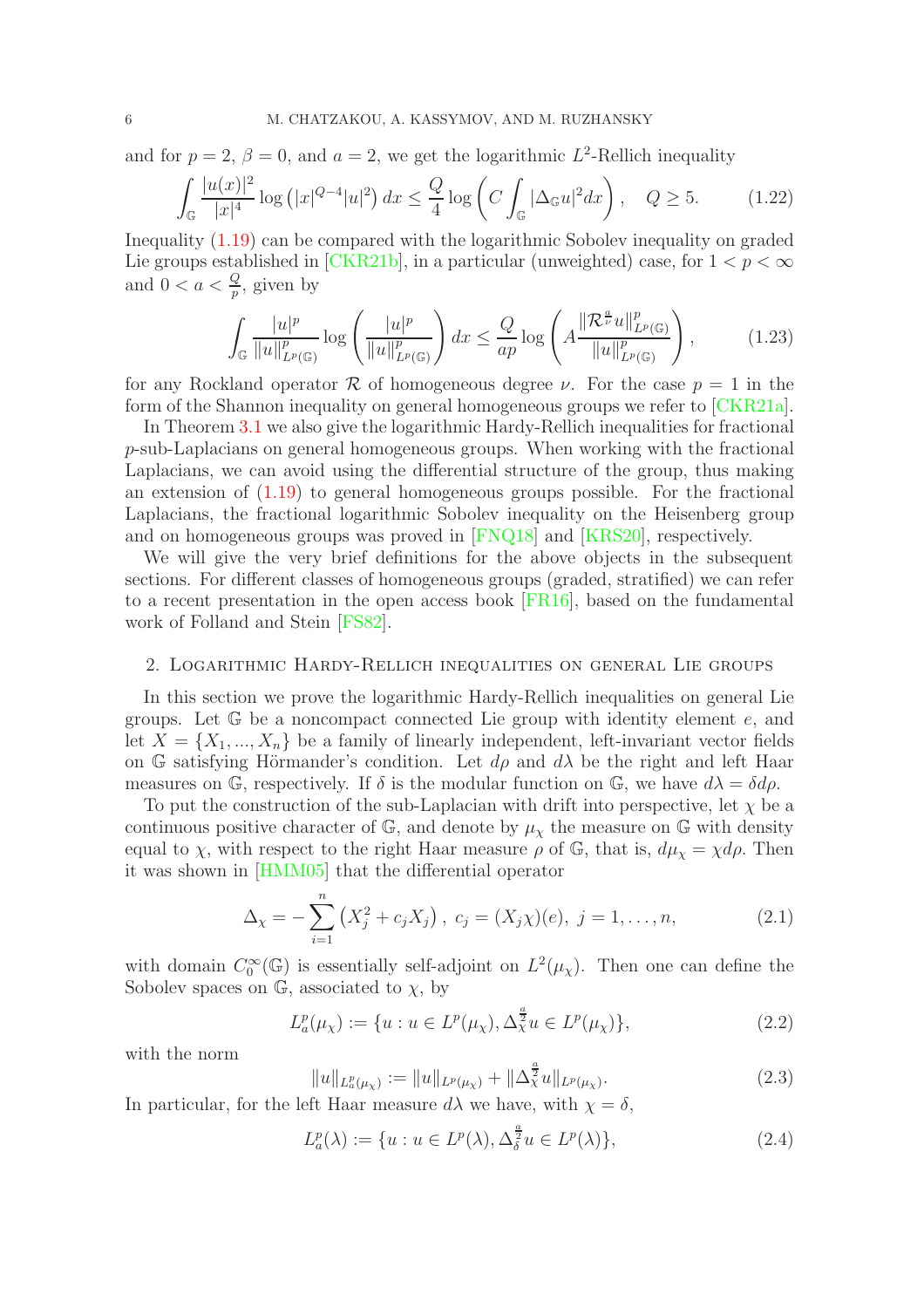and for $p = 2$, $\beta = 0$, and $a = 2$, we get the logarithmic $L^2$-Rellich inequality

$$\int_{\mathbb{G}} \frac{|u(x)|^2}{|x|^4} \log\left(|x|^{Q-4}|u|^2\right) dx \leq \frac{Q}{4} \log\left(C \int_{\mathbb{G}} |\Delta_{\mathbb{G}} u|^2 dx\right), \quad Q \geq 5. \tag{1.22}$$

Inequality (1.19) can be compared with the logarithmic Sobolev inequality on graded Lie groups established in [CKR21b], in a particular (unweighted) case, for $1 < p < \infty$ and $0 < a < \frac{Q}{p}$, given by

$$\int_{\mathbb{G}} \frac{|u|^p}{\|u\|^p_{L^p(\mathbb{G})}} \log\left(\frac{|u|^p}{\|u\|^p_{L^p(\mathbb{G})}}\right) dx \leq \frac{Q}{ap} \log\left(A \frac{\|\mathcal{R}^{\frac{a}{\nu}} u\|^p_{L^p(\mathbb{G})}}{\|u\|^p_{L^p(\mathbb{G})}}\right), \tag{1.23}$$

for any Rockland operator $\mathcal{R}$ of homogeneous degree $\nu$. For the case $p = 1$ in the form of the Shannon inequality on general homogeneous groups we refer to [CKR21a].

In Theorem 3.1 we also give the logarithmic Hardy-Rellich inequalities for fractional $p$-sub-Laplacians on general homogeneous groups. When working with the fractional Laplacians, we can avoid using the differential structure of the group, thus making an extension of (1.19) to general homogeneous groups possible. For the fractional Laplacians, the fractional logarithmic Sobolev inequality on the Heisenberg group and on homogeneous groups was proved in [FNQ18] and [KRS20], respectively.

We will give the very brief definitions for the above objects in the subsequent sections. For different classes of homogeneous groups (graded, stratified) we can refer to a recent presentation in the open access book [FR16], based on the fundamental work of Folland and Stein [FS82].

## 2. Logarithmic Hardy-Rellich inequalities on general Lie groups

In this section we prove the logarithmic Hardy-Rellich inequalities on general Lie groups. Let $\mathbb{G}$ be a noncompact connected Lie group with identity element $e$, and let $X = \{X_1, ..., X_n\}$ be a family of linearly independent, left-invariant vector fields on $\mathbb{G}$ satisfying Hörmander's condition. Let $d\rho$ and $d\lambda$ be the right and left Haar measures on $\mathbb{G}$, respectively. If $\delta$ is the modular function on $\mathbb{G}$, we have $d\lambda = \delta d\rho$.

To put the construction of the sub-Laplacian with drift into perspective, let $\chi$ be a continuous positive character of $\mathbb{G}$, and denote by $\mu_\chi$ the measure on $\mathbb{G}$ with density equal to $\chi$, with respect to the right Haar measure $\rho$ of $\mathbb{G}$, that is, $d\mu_\chi = \chi d\rho$. Then it was shown in [HMM05] that the differential operator

$$\Delta_\chi = -\sum_{i=1}^{n} \left(X_j^2 + c_j X_j\right), \; c_j = (X_j\chi)(e), \; j = 1, \ldots, n, \tag{2.1}$$

with domain $C_0^\infty(\mathbb{G})$ is essentially self-adjoint on $L^2(\mu_\chi)$. Then one can define the Sobolev spaces on $\mathbb{G}$, associated to $\chi$, by

$$L^p_a(\mu_\chi) := \{u : u \in L^p(\mu_\chi), \Delta_\chi^{\frac{a}{2}} u \in L^p(\mu_\chi)\}, \tag{2.2}$$

with the norm

$$\|u\|_{L^p_a(\mu_\chi)} := \|u\|_{L^p(\mu_\chi)} + \|\Delta_\chi^{\frac{a}{2}} u\|_{L^p(\mu_\chi)}. \tag{2.3}$$

In particular, for the left Haar measure $d\lambda$ we have, with $\chi = \delta$,

$$L^p_a(\lambda) := \{u : u \in L^p(\lambda), \Delta_\delta^{\frac{a}{2}} u \in L^p(\lambda)\}, \tag{2.4}$$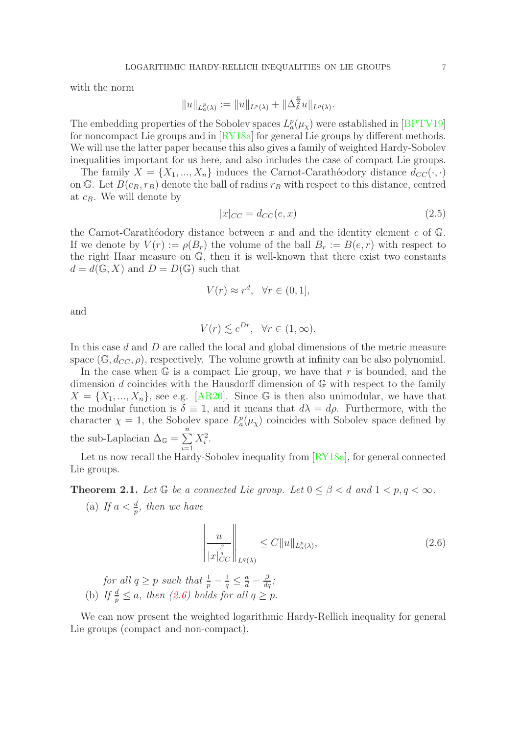with the norm

$$\|u\|_{L^p_a(\lambda)} := \|u\|_{L^p(\lambda)} + \|\Delta_\delta^{\frac{a}{2}} u\|_{L^p(\lambda)}.$$

The embedding properties of the Sobolev spaces $L^p_a(\mu_\chi)$ were established in [BPTV19] for noncompact Lie groups and in [RY18a] for general Lie groups by different methods. We will use the latter paper because this also gives a family of weighted Hardy-Sobolev inequalities important for us here, and also includes the case of compact Lie groups.

The family $X = \{X_1, ..., X_n\}$ induces the Carnot-Carathéodory distance $d_{CC}(\cdot, \cdot)$ on $\mathbb{G}$. Let $B(c_B, r_B)$ denote the ball of radius $r_B$ with respect to this distance, centred at $c_B$. We will denote by

$$|x|_{CC} = d_{CC}(e, x) \tag{2.5}$$

the Carnot-Carathéodory distance between $x$ and and the identity element $e$ of $\mathbb{G}$. If we denote by $V(r) := \rho(B_r)$ the volume of the ball $B_r := B(e, r)$ with respect to the right Haar measure on $\mathbb{G}$, then it is well-known that there exist two constants $d = d(\mathbb{G}, X)$ and $D = D(\mathbb{G})$ such that

$$V(r) \approx r^d, \quad \forall r \in (0, 1],$$

and

$$V(r) \lesssim e^{Dr}, \quad \forall r \in (1, \infty).$$

In this case $d$ and $D$ are called the local and global dimensions of the metric measure space $(\mathbb{G}, d_{CC}, \rho)$, respectively. The volume growth at infinity can be also polynomial.

In the case when $\mathbb{G}$ is a compact Lie group, we have that $r$ is bounded, and the dimension $d$ coincides with the Hausdorff dimension of $\mathbb{G}$ with respect to the family $X = \{X_1, ..., X_n\}$, see e.g. [AR20]. Since $\mathbb{G}$ is then also unimodular, we have that the modular function is $\delta \equiv 1$, and it means that $d\lambda = d\rho$. Furthermore, with the character $\chi = 1$, the Sobolev space $L^p_a(\mu_\chi)$ coincides with Sobolev space defined by the sub-Laplacian $\Delta_{\mathbb{G}} = \sum_{i=1}^{n} X_i^2$.

Let us now recall the Hardy-Sobolev inequality from [RY18a], for general connected Lie groups.

**Theorem 2.1.** *Let $\mathbb{G}$ be a connected Lie group. Let $0 \leq \beta < d$ and $1 < p, q < \infty$.*

(a) *If $a < \frac{d}{p}$, then we have*

$$\left\| \frac{u}{|x|_{CC}^{\frac{\beta}{q}}} \right\|_{L^q(\lambda)} \leq C \|u\|_{L^p_a(\lambda)}, \tag{2.6}$$

*for all $q \geq p$ such that $\frac{1}{p} - \frac{1}{q} \leq \frac{a}{d} - \frac{\beta}{dq}$;*

(b) *If $\frac{d}{p} \leq a$, then (2.6) holds for all $q \geq p$.*

We can now present the weighted logarithmic Hardy-Rellich inequality for general Lie groups (compact and non-compact).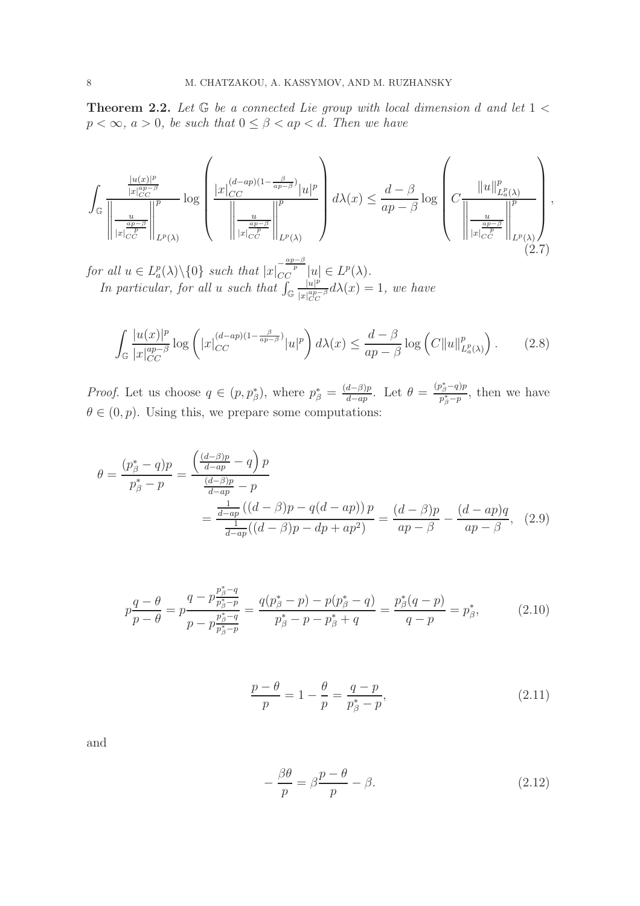**Theorem 2.2.** *Let $\mathbb{G}$ be a connected Lie group with local dimension $d$ and let $1 < p < \infty$, $a > 0$, be such that $0 \leq \beta < ap < d$. Then we have*

$$\int_{\mathbb{G}} \frac{\frac{|u(x)|^p}{|x|_{CC}^{ap-\beta}}}{\left\|\frac{u}{|x|_{CC}^{\frac{ap-\beta}{p}}}\right\|_{L^p(\lambda)}^p} \log\left(\frac{|x|_{CC}^{(d-ap)(1-\frac{\beta}{ap-\beta})}|u|^p}{\left\|\frac{u}{|x|_{CC}^{\frac{ap-\beta}{p}}}\right\|_{L^p(\lambda)}^p}\right) d\lambda(x) \leq \frac{d-\beta}{ap-\beta}\log\left(C\frac{\|u\|_{L_a^p(\lambda)}^p}{\left\|\frac{u}{|x|_{CC}^{\frac{ap-\beta}{p}}}\right\|_{L^p(\lambda)}^p}\right), \tag{2.7}$$

*for all $u \in L_a^p(\lambda)\backslash\{0\}$ such that $|x|_{CC}^{-\frac{ap-\beta}{p}}|u| \in L^p(\lambda)$.*

*In particular, for all $u$ such that $\int_{\mathbb{G}} \frac{|u|^p}{|x|_{CC}^{ap-\beta}} d\lambda(x) = 1$, we have*

$$\int_{\mathbb{G}} \frac{|u(x)|^p}{|x|_{CC}^{ap-\beta}} \log\left(|x|_{CC}^{(d-ap)(1-\frac{\beta}{ap-\beta})}|u|^p\right) d\lambda(x) \leq \frac{d-\beta}{ap-\beta}\log\left(C\|u\|_{L_a^p(\lambda)}^p\right). \tag{2.8}$$

*Proof.* Let us choose $q \in (p, p_\beta^*)$, where $p_\beta^* = \frac{(d-\beta)p}{d-ap}$. Let $\theta = \frac{(p_\beta^*-q)p}{p_\beta^*-p}$, then we have $\theta \in (0,p)$. Using this, we prepare some computations:

$$\begin{aligned}\theta = \frac{(p_\beta^*-q)p}{p_\beta^*-p} &= \frac{\left(\frac{(d-\beta)p}{d-ap} - q\right)p}{\frac{(d-\beta)p}{d-ap} - p} \\ &= \frac{\frac{1}{d-ap}\left((d-\beta)p - q(d-ap)\right)p}{\frac{1}{d-ap}((d-\beta)p - dp + ap^2)} = \frac{(d-\beta)p}{ap-\beta} - \frac{(d-ap)q}{ap-\beta},\end{aligned} \tag{2.9}$$

$$p\frac{q-\theta}{p-\theta} = p\frac{q - p\frac{p_\beta^*-q}{p_\beta^*-p}}{p - p\frac{p_\beta^*-q}{p_\beta^*-p}} = \frac{q(p_\beta^*-p) - p(p_\beta^*-q)}{p_\beta^*-p-p_\beta^*+q} = \frac{p_\beta^*(q-p)}{q-p} = p_\beta^*, \tag{2.10}$$

$$\frac{p-\theta}{p} = 1 - \frac{\theta}{p} = \frac{q-p}{p_\beta^*-p}, \tag{2.11}$$

and

$$-\frac{\beta\theta}{p} = \beta\frac{p-\theta}{p} - \beta. \tag{2.12}$$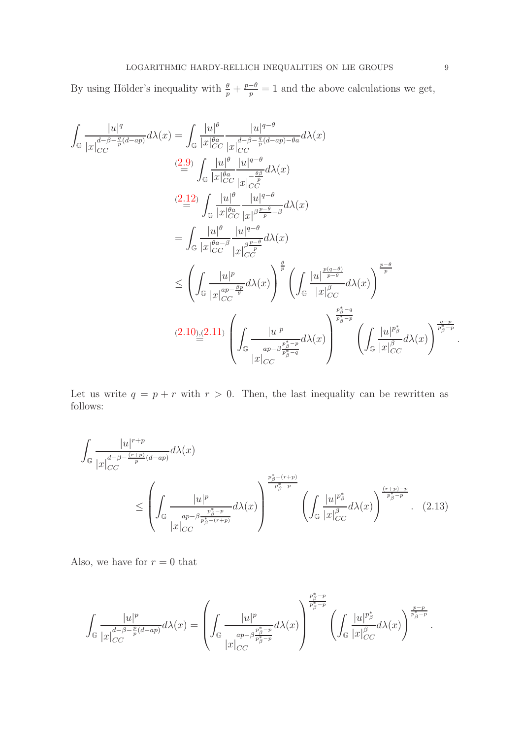By using Hölder's inequality with $\frac{\theta}{p}+\frac{p-\theta}{p}=1$ and the above calculations we get,

$$
\begin{aligned}
\int_{\mathbb{G}} \frac{|u|^q}{|x|_{CC}^{d-\beta-\frac{q}{p}(d-ap)}}d\lambda(x) &= \int_{\mathbb{G}} \frac{|u|^\theta}{|x|_{CC}^{\theta a}} \frac{|u|^{q-\theta}}{|x|_{CC}^{d-\beta-\frac{q}{p}(d-ap)-\theta a}}d\lambda(x)\\
&\overset{(2.9)}{=} \int_{\mathbb{G}} \frac{|u|^\theta}{|x|_{CC}^{\theta a}} \frac{|u|^{q-\theta}}{|x|_{CC}^{-\frac{\theta\beta}{p}}}d\lambda(x)\\
&\overset{(2.12)}{=} \int_{\mathbb{G}} \frac{|u|^\theta}{|x|_{CC}^{\theta a}} \frac{|u|^{q-\theta}}{|x|^{\beta\frac{p-\theta}{p}-\beta}}d\lambda(x)\\
&= \int_{\mathbb{G}} \frac{|u|^\theta}{|x|_{CC}^{\theta a-\beta}} \frac{|u|^{q-\theta}}{|x|_{CC}^{\beta\frac{p-\theta}{p}}}d\lambda(x)\\
&\leq \left(\int_{\mathbb{G}} \frac{|u|^p}{|x|_{CC}^{ap-\frac{\beta p}{\theta}}}d\lambda(x)\right)^{\frac{\theta}{p}} \left(\int_{\mathbb{G}} \frac{|u|^{\frac{p(q-\theta)}{p-\theta}}}{|x|_{CC}^{\beta}}d\lambda(x)\right)^{\frac{p-\theta}{p}}\\
&\overset{(2.10),(2.11)}{=} \left(\int_{\mathbb{G}} \frac{|u|^p}{|x|_{CC}^{ap-\beta\frac{p^*_\beta-p}{p^*_\beta-q}}}d\lambda(x)\right)^{\frac{p^*_\beta-q}{p^*_\beta-p}} \left(\int_{\mathbb{G}} \frac{|u|^{p^*_\beta}}{|x|_{CC}^{\beta}}d\lambda(x)\right)^{\frac{q-p}{p^*_\beta-p}}.
\end{aligned}
$$

Let us write $q=p+r$ with $r>0$. Then, the last inequality can be rewritten as follows:

$$
\int_{\mathbb{G}} \frac{|u|^{r+p}}{|x|_{CC}^{d-\beta-\frac{(r+p)}{p}(d-ap)}}d\lambda(x) \leq \left(\int_{\mathbb{G}} \frac{|u|^p}{|x|_{CC}^{ap-\beta\frac{p^*_\beta-p}{p^*_\beta-(r+p)}}}d\lambda(x)\right)^{\frac{p^*_\beta-(r+p)}{p^*_\beta-p}} \left(\int_{\mathbb{G}} \frac{|u|^{p^*_\beta}}{|x|_{CC}^{\beta}}d\lambda(x)\right)^{\frac{(r+p)-p}{p^*_\beta-p}}. \quad (2.13)
$$

Also, we have for $r=0$ that

$$
\int_{\mathbb{G}} \frac{|u|^p}{|x|_{CC}^{d-\beta-\frac{p}{p}(d-ap)}}d\lambda(x) = \left(\int_{\mathbb{G}} \frac{|u|^p}{|x|_{CC}^{ap-\beta\frac{p^*_\beta-p}{p^*_\beta-p}}}d\lambda(x)\right)^{\frac{p^*_\beta-p}{p^*_\beta-p}} \left(\int_{\mathbb{G}} \frac{|u|^{p^*_\beta}}{|x|_{CC}^{\beta}}d\lambda(x)\right)^{\frac{p-p}{p^*_\beta-p}}.
$$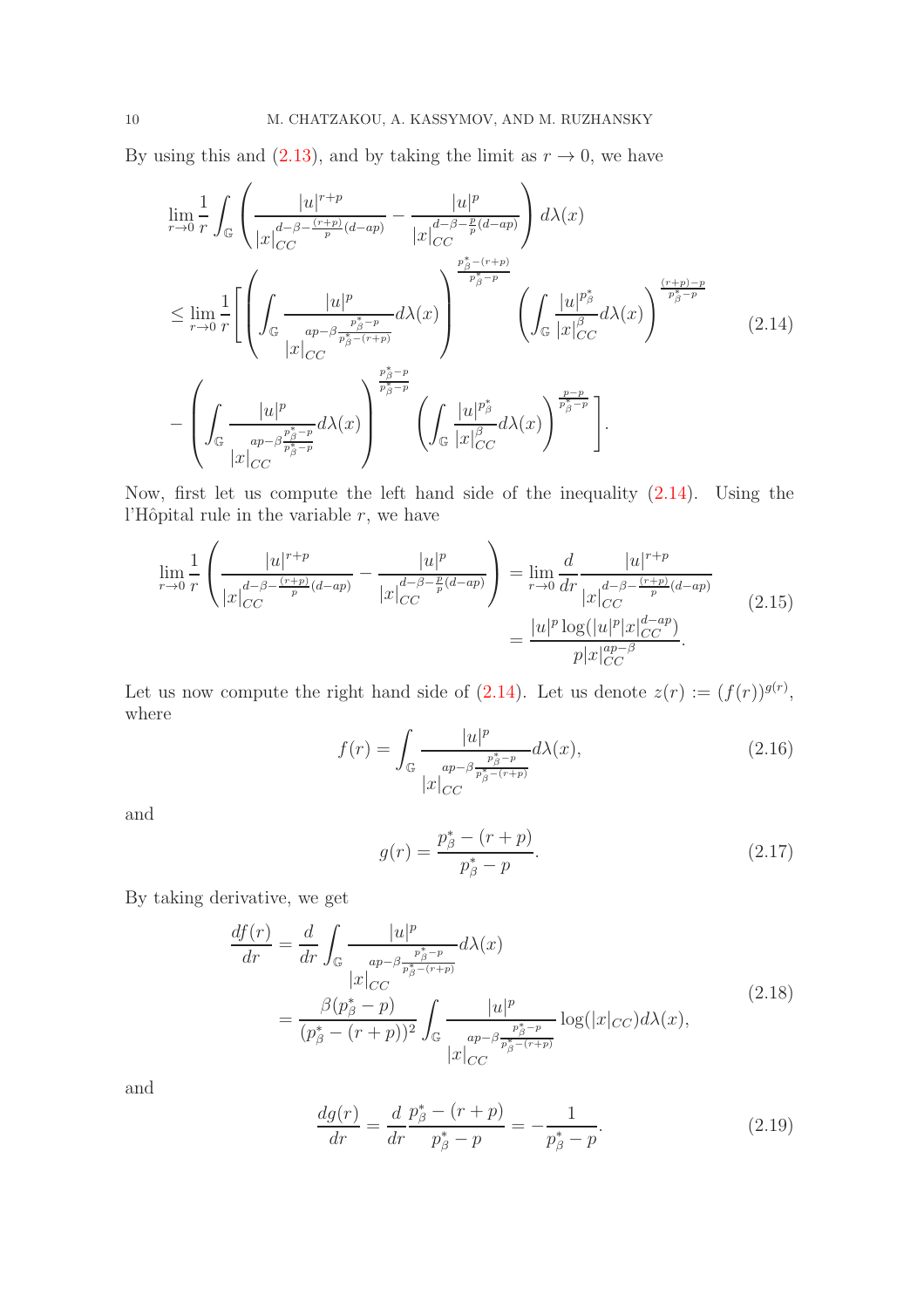By using this and (2.13), and by taking the limit as $r \to 0$, we have

$$
\begin{aligned}
&\lim_{r\to 0}\frac{1}{r}\int_{\mathbb{G}}\left(\frac{|u|^{r+p}}{|x|_{CC}^{d-\beta-\frac{(r+p)}{p}(d-ap)}}-\frac{|u|^{p}}{|x|_{CC}^{d-\beta-\frac{p}{p}(d-ap)}}\right)d\lambda(x)\\
&\leq \lim_{r\to 0}\frac{1}{r}\left[\left(\int_{\mathbb{G}}\frac{|u|^{p}}{|x|_{CC}^{ap-\beta\frac{p_\beta^*-p}{p_\beta^*-(r+p)}}}d\lambda(x)\right)^{\frac{p_\beta^*-(r+p)}{p_\beta^*-p}}\left(\int_{\mathbb{G}}\frac{|u|^{p_\beta^*}}{|x|_{CC}^{\beta}}d\lambda(x)\right)^{\frac{(r+p)-p}{p_\beta^*-p}}\right.\\
&\left.-\left(\int_{\mathbb{G}}\frac{|u|^{p}}{|x|_{CC}^{ap-\beta\frac{p_\beta^*-p}{p_\beta^*-p}}}d\lambda(x)\right)^{\frac{p_\beta^*-p}{p_\beta^*-p}}\left(\int_{\mathbb{G}}\frac{|u|^{p_\beta^*}}{|x|_{CC}^{\beta}}d\lambda(x)\right)^{\frac{p-p}{p_\beta^*-p}}\right].
\end{aligned}
\tag{2.14}
$$

Now, first let us compute the left hand side of the inequality (2.14). Using the l'Hôpital rule in the variable $r$, we have

$$
\begin{aligned}
\lim_{r\to 0}\frac{1}{r}\left(\frac{|u|^{r+p}}{|x|_{CC}^{d-\beta-\frac{(r+p)}{p}(d-ap)}}-\frac{|u|^{p}}{|x|_{CC}^{d-\beta-\frac{p}{p}(d-ap)}}\right) &= \lim_{r\to 0}\frac{d}{dr}\frac{|u|^{r+p}}{|x|_{CC}^{d-\beta-\frac{(r+p)}{p}(d-ap)}}\\
&= \frac{|u|^{p}\log(|u|^{p}|x|_{CC}^{d-ap})}{p|x|_{CC}^{ap-\beta}}.
\end{aligned}
\tag{2.15}
$$

Let us now compute the right hand side of (2.14). Let us denote $z(r) := (f(r))^{g(r)}$, where

$$
f(r) = \int_{\mathbb{G}}\frac{|u|^{p}}{|x|_{CC}^{ap-\beta\frac{p_\beta^*-p}{p_\beta^*-(r+p)}}}d\lambda(x), \tag{2.16}
$$

and

$$
g(r) = \frac{p_\beta^*-(r+p)}{p_\beta^*-p}. \tag{2.17}
$$

By taking derivative, we get

$$
\begin{aligned}
\frac{df(r)}{dr} &= \frac{d}{dr}\int_{\mathbb{G}}\frac{|u|^{p}}{|x|_{CC}^{ap-\beta\frac{p_\beta^*-p}{p_\beta^*-(r+p)}}}d\lambda(x)\\
&= \frac{\beta(p_\beta^*-p)}{(p_\beta^*-(r+p))^2}\int_{\mathbb{G}}\frac{|u|^{p}}{|x|_{CC}^{ap-\beta\frac{p_\beta^*-p}{p_\beta^*-(r+p)}}}\log(|x|_{CC})d\lambda(x),
\end{aligned}
\tag{2.18}
$$

and

$$
\frac{dg(r)}{dr} = \frac{d}{dr}\frac{p_\beta^*-(r+p)}{p_\beta^*-p} = -\frac{1}{p_\beta^*-p}. \tag{2.19}
$$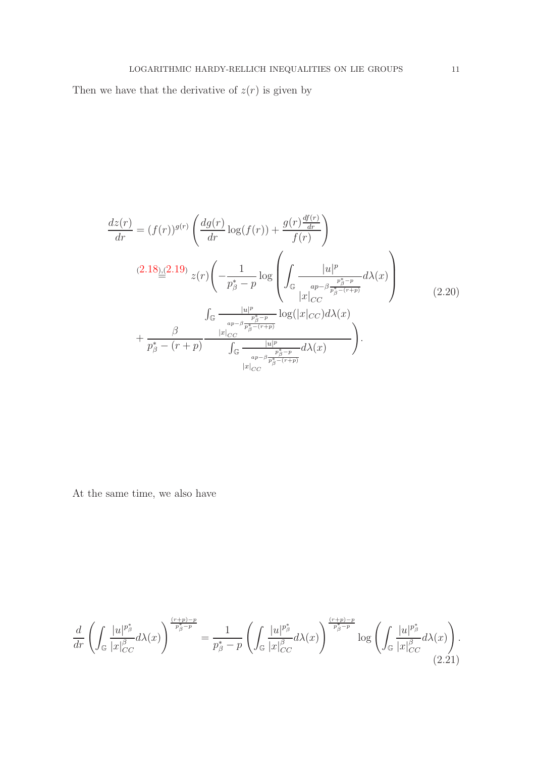Then we have that the derivative of $z(r)$ is given by

$$
\begin{aligned}
\frac{dz(r)}{dr} &= (f(r))^{g(r)}\left(\frac{dg(r)}{dr}\log(f(r)) + \frac{g(r)\frac{df(r)}{dr}}{f(r)}\right) \\
&\overset{(2.18),(2.19)}{=} z(r)\Bigg(-\frac{1}{p_\beta^* - p}\log\left(\int_{\mathbb{G}}\frac{|u|^p}{|x|_{CC}^{ap-\beta\frac{p_\beta^*-p}{p_\beta^*-(r+p)}}}d\lambda(x)\right) \\
&\quad + \frac{\beta}{p_\beta^* - (r+p)}\frac{\int_{\mathbb{G}}\frac{|u|^p}{|x|_{CC}^{ap-\beta\frac{p_\beta^*-p}{p_\beta^*-(r+p)}}}\log(|x|_{CC})d\lambda(x)}{\int_{\mathbb{G}}\frac{|u|^p}{|x|_{CC}^{ap-\beta\frac{p_\beta^*-p}{p_\beta^*-(r+p)}}}d\lambda(x)}\Bigg).
\end{aligned}
\tag{2.20}
$$

At the same time, we also have

$$
\frac{d}{dr}\left(\int_{\mathbb{G}}\frac{|u|^{p_\beta^*}}{|x|_{CC}^{\beta}}d\lambda(x)\right)^{\frac{(r+p)-p}{p_\beta^*-p}} = \frac{1}{p_\beta^*-p}\left(\int_{\mathbb{G}}\frac{|u|^{p_\beta^*}}{|x|_{CC}^{\beta}}d\lambda(x)\right)^{\frac{(r+p)-p}{p_\beta^*-p}}\log\left(\int_{\mathbb{G}}\frac{|u|^{p_\beta^*}}{|x|_{CC}^{\beta}}d\lambda(x)\right).
\tag{2.21}
$$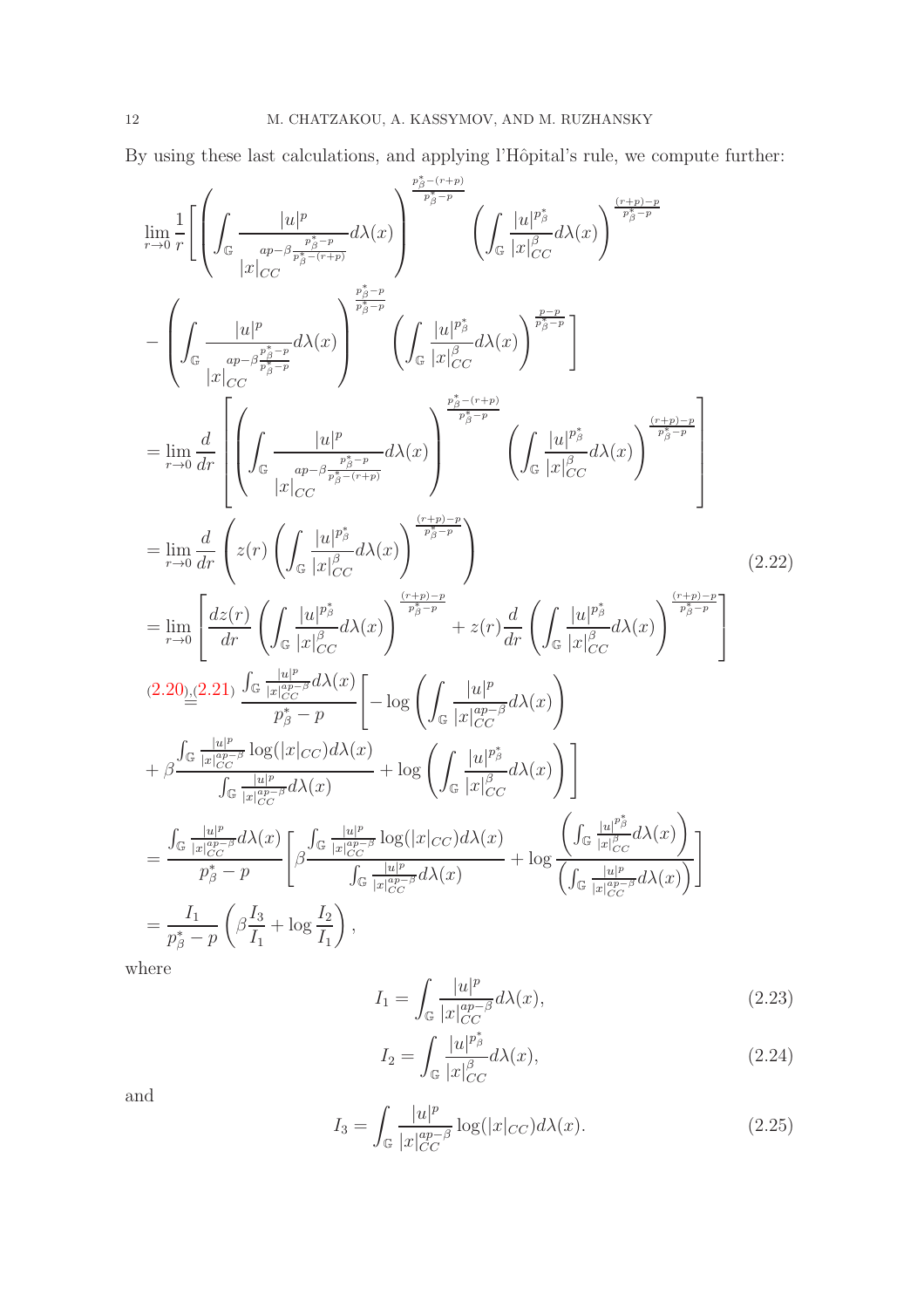By using these last calculations, and applying l'Hôpital's rule, we compute further:

$$
\begin{aligned}
&\lim_{r\to 0}\frac{1}{r}\Bigg[\left(\int_{\mathbb{G}}\frac{|u|^p}{|x|_{CC}^{ap-\beta\frac{p_\beta^*-p}{p_\beta^*-(r+p)}}}d\lambda(x)\right)^{\frac{p_\beta^*-(r+p)}{p_\beta^*-p}}\left(\int_{\mathbb{G}}\frac{|u|^{p_\beta^*}}{|x|_{CC}^{\beta}}d\lambda(x)\right)^{\frac{(r+p)-p}{p_\beta^*-p}}\\
&-\left(\int_{\mathbb{G}}\frac{|u|^p}{|x|_{CC}^{ap-\beta\frac{p_\beta^*-p}{p_\beta^*-p}}}d\lambda(x)\right)^{\frac{p_\beta^*-p}{p_\beta^*-p}}\left(\int_{\mathbb{G}}\frac{|u|^{p_\beta^*}}{|x|_{CC}^{\beta}}d\lambda(x)\right)^{\frac{p-p}{p_\beta^*-p}}\Bigg]\\
&=\lim_{r\to 0}\frac{d}{dr}\left[\left(\int_{\mathbb{G}}\frac{|u|^p}{|x|_{CC}^{ap-\beta\frac{p_\beta^*-p}{p_\beta^*-(r+p)}}}d\lambda(x)\right)^{\frac{p_\beta^*-(r+p)}{p_\beta^*-p}}\left(\int_{\mathbb{G}}\frac{|u|^{p_\beta^*}}{|x|_{CC}^{\beta}}d\lambda(x)\right)^{\frac{(r+p)-p}{p_\beta^*-p}}\right]\\
&=\lim_{r\to 0}\frac{d}{dr}\left(z(r)\left(\int_{\mathbb{G}}\frac{|u|^{p_\beta^*}}{|x|_{CC}^{\beta}}d\lambda(x)\right)^{\frac{(r+p)-p}{p_\beta^*-p}}\right)\\
&=\lim_{r\to 0}\left[\frac{dz(r)}{dr}\left(\int_{\mathbb{G}}\frac{|u|^{p_\beta^*}}{|x|_{CC}^{\beta}}d\lambda(x)\right)^{\frac{(r+p)-p}{p_\beta^*-p}}+z(r)\frac{d}{dr}\left(\int_{\mathbb{G}}\frac{|u|^{p_\beta^*}}{|x|_{CC}^{\beta}}d\lambda(x)\right)^{\frac{(r+p)-p}{p_\beta^*-p}}\right]\\
&\overset{(2.20),(2.21)}{=}\frac{\int_{\mathbb{G}}\frac{|u|^p}{|x|_{CC}^{ap-\beta}}d\lambda(x)}{p_\beta^*-p}\Bigg[-\log\left(\int_{\mathbb{G}}\frac{|u|^p}{|x|_{CC}^{ap-\beta}}d\lambda(x)\right)\\
&+\beta\frac{\int_{\mathbb{G}}\frac{|u|^p}{|x|_{CC}^{ap-\beta}}\log(|x|_{CC})d\lambda(x)}{\int_{\mathbb{G}}\frac{|u|^p}{|x|_{CC}^{ap-\beta}}d\lambda(x)}+\log\left(\int_{\mathbb{G}}\frac{|u|^{p_\beta^*}}{|x|_{CC}^{\beta}}d\lambda(x)\right)\Bigg]\\
&=\frac{\int_{\mathbb{G}}\frac{|u|^p}{|x|_{CC}^{ap-\beta}}d\lambda(x)}{p_\beta^*-p}\left[\beta\frac{\int_{\mathbb{G}}\frac{|u|^p}{|x|_{CC}^{ap-\beta}}\log(|x|_{CC})d\lambda(x)}{\int_{\mathbb{G}}\frac{|u|^p}{|x|_{CC}^{ap-\beta}}d\lambda(x)}+\log\frac{\left(\int_{\mathbb{G}}\frac{|u|^{p_\beta^*}}{|x|_{CC}^{\beta}}d\lambda(x)\right)}{\left(\int_{\mathbb{G}}\frac{|u|^p}{|x|_{CC}^{ap-\beta}}d\lambda(x)\right)}\right]\\
&=\frac{I_1}{p_\beta^*-p}\left(\beta\frac{I_3}{I_1}+\log\frac{I_2}{I_1}\right),
\end{aligned}
\tag{2.22}
$$

where

$$
I_1=\int_{\mathbb{G}}\frac{|u|^p}{|x|_{CC}^{ap-\beta}}d\lambda(x), \tag{2.23}
$$

$$
I_2=\int_{\mathbb{G}}\frac{|u|^{p_\beta^*}}{|x|_{CC}^{\beta}}d\lambda(x), \tag{2.24}
$$

and

$$
I_3=\int_{\mathbb{G}}\frac{|u|^p}{|x|_{CC}^{ap-\beta}}\log(|x|_{CC})d\lambda(x). \tag{2.25}
$$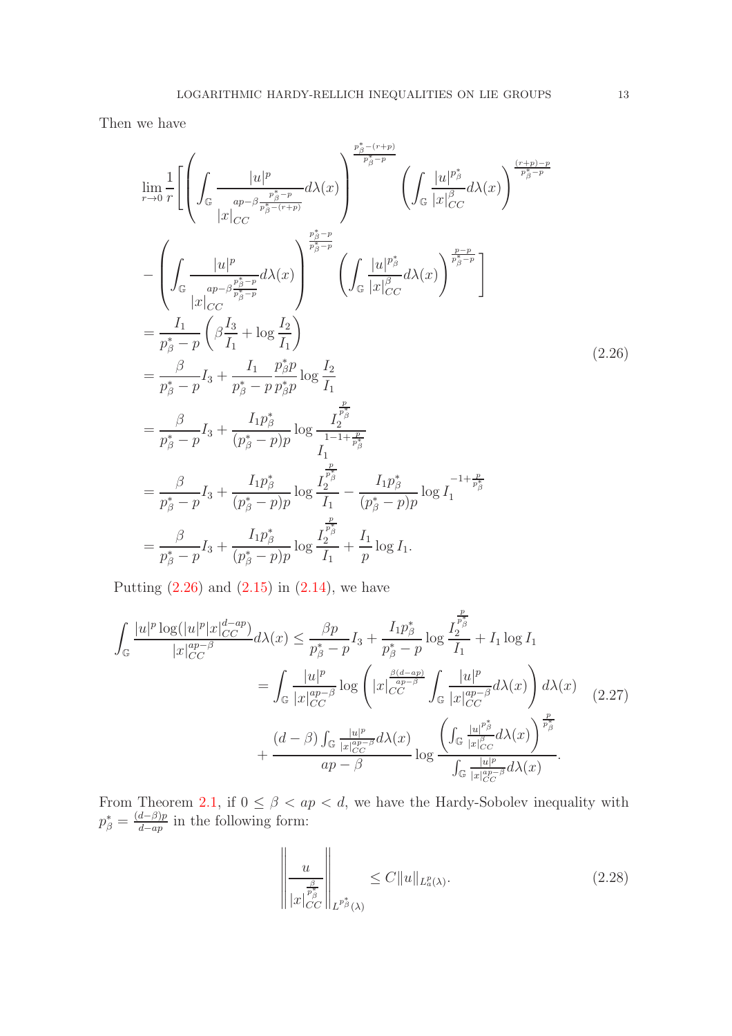Then we have

$$
\begin{aligned}
&\lim_{r\to 0}\frac{1}{r}\Bigg[\left(\int_{\mathbb{G}}\frac{|u|^p}{|x|_{CC}^{ap-\beta\frac{p_\beta^*-p}{p_\beta^*-(r+p)}}}d\lambda(x)\right)^{\frac{p_\beta^*-(r+p)}{p_\beta^*-p}}\left(\int_{\mathbb{G}}\frac{|u|^{p_\beta^*}}{|x|_{CC}^{\beta}}d\lambda(x)\right)^{\frac{(r+p)-p}{p_\beta^*-p}}\\
&-\left(\int_{\mathbb{G}}\frac{|u|^p}{|x|_{CC}^{ap-\beta\frac{p_\beta^*-p}{p_\beta^*-p}}}d\lambda(x)\right)^{\frac{p_\beta^*-p}{p_\beta^*-p}}\left(\int_{\mathbb{G}}\frac{|u|^{p_\beta^*}}{|x|_{CC}^{\beta}}d\lambda(x)\right)^{\frac{p-p}{p_\beta^*-p}}\Bigg]\\
&=\frac{I_1}{p_\beta^*-p}\left(\beta\frac{I_3}{I_1}+\log\frac{I_2}{I_1}\right)\\
&=\frac{\beta}{p_\beta^*-p}I_3+\frac{I_1}{p_\beta^*-p}\frac{p_\beta^*p}{p_\beta^*p}\log\frac{I_2}{I_1}\\
&=\frac{\beta}{p_\beta^*-p}I_3+\frac{I_1p_\beta^*}{(p_\beta^*-p)p}\log\frac{I_2^{\frac{p}{p_\beta^*}}}{I_1^{1-1+\frac{p}{p_\beta^*}}}\\
&=\frac{\beta}{p_\beta^*-p}I_3+\frac{I_1p_\beta^*}{(p_\beta^*-p)p}\log\frac{I_2^{\frac{p}{p_\beta^*}}}{I_1}-\frac{I_1p_\beta^*}{(p_\beta^*-p)p}\log I_1^{-1+\frac{p}{p_\beta^*}}\\
&=\frac{\beta}{p_\beta^*-p}I_3+\frac{I_1p_\beta^*}{(p_\beta^*-p)p}\log\frac{I_2^{\frac{p}{p_\beta^*}}}{I_1}+\frac{I_1}{p}\log I_1.
\end{aligned}
\tag{2.26}
$$

Putting (2.26) and (2.15) in (2.14), we have

$$
\begin{aligned}
\int_{\mathbb{G}}\frac{|u|^p\log(|u|^p|x|_{CC}^{d-ap})}{|x|_{CC}^{ap-\beta}}d\lambda(x)&\leq\frac{\beta p}{p_\beta^*-p}I_3+\frac{I_1p_\beta^*}{p_\beta^*-p}\log\frac{I_2^{\frac{p}{p_\beta^*}}}{I_1}+I_1\log I_1\\
&=\int_{\mathbb{G}}\frac{|u|^p}{|x|_{CC}^{ap-\beta}}\log\left(|x|_{CC}^{\frac{\beta(d-ap)}{ap-\beta}}\int_{\mathbb{G}}\frac{|u|^p}{|x|_{CC}^{ap-\beta}}d\lambda(x)\right)d\lambda(x)\\
&+\frac{(d-\beta)\int_{\mathbb{G}}\frac{|u|^p}{|x|_{CC}^{ap-\beta}}d\lambda(x)}{ap-\beta}\log\frac{\left(\int_{\mathbb{G}}\frac{|u|^{p_\beta^*}}{|x|_{CC}^{\beta}}d\lambda(x)\right)^{\frac{p}{p_\beta^*}}}{\int_{\mathbb{G}}\frac{|u|^p}{|x|_{CC}^{ap-\beta}}d\lambda(x)}.
\end{aligned}
\tag{2.27}
$$

From Theorem 2.1, if $0\leq\beta<ap<d$, we have the Hardy-Sobolev inequality with $p_\beta^*=\frac{(d-\beta)p}{d-ap}$ in the following form:

$$
\left\|\frac{u}{|x|_{CC}^{\frac{\beta}{p_\beta^*}}}\right\|_{L^{p_\beta^*}(\lambda)}\leq C\|u\|_{L_a^p(\lambda)}.
\tag{2.28}
$$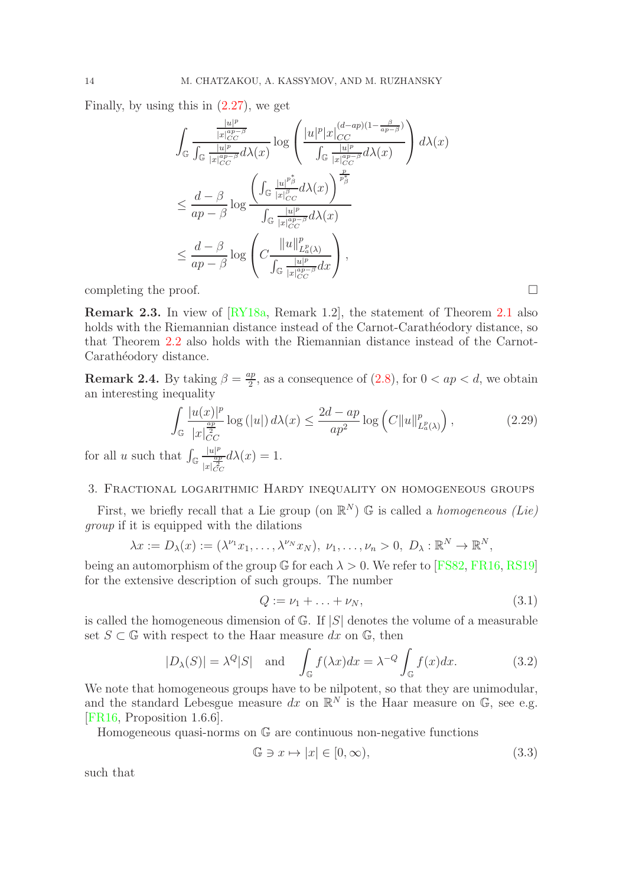Finally, by using this in (2.27), we get

$$
\begin{aligned}
&\int_{\mathbb{G}} \frac{\frac{|u|^p}{|x|_{CC}^{ap-\beta}}}{\int_{\mathbb{G}} \frac{|u|^p}{|x|_{CC}^{ap-\beta}} d\lambda(x)} \log\left( \frac{|u|^p |x|_{CC}^{(d-ap)(1-\frac{\beta}{ap-\beta})}}{\int_{\mathbb{G}} \frac{|u|^p}{|x|_{CC}^{ap-\beta}} d\lambda(x)} \right) d\lambda(x) \\
&\leq \frac{d-\beta}{ap-\beta} \log \frac{\left( \int_{\mathbb{G}} \frac{|u|^{p_\beta^*}}{|x|_{CC}^{\beta}} d\lambda(x) \right)^{\frac{p}{p_\beta^*}}}{\int_{\mathbb{G}} \frac{|u|^p}{|x|_{CC}^{ap-\beta}} d\lambda(x)} \\
&\leq \frac{d-\beta}{ap-\beta} \log \left( C \frac{\|u\|^p_{L^p_a(\lambda)}}{\int_{\mathbb{G}} \frac{|u|^p}{|x|_{CC}^{ap-\beta}} dx} \right),
\end{aligned}
$$

completing the proof. $\square$

**Remark 2.3.** In view of [RY18a, Remark 1.2], the statement of Theorem 2.1 also holds with the Riemannian distance instead of the Carnot-Carathéodory distance, so that Theorem 2.2 also holds with the Riemannian distance instead of the Carnot-Carathéodory distance.

**Remark 2.4.** By taking $\beta = \frac{ap}{2}$, as a consequence of (2.8), for $0 < ap < d$, we obtain an interesting inequality

$$
\int_{\mathbb{G}} \frac{|u(x)|^p}{|x|_{CC}^{\frac{ap}{2}}} \log(|u|)\, d\lambda(x) \leq \frac{2d-ap}{ap^2} \log\left( C \|u\|^p_{L^p_a(\lambda)} \right), \tag{2.29}
$$

for all $u$ such that $\int_{\mathbb{G}} \frac{|u|^p}{|x|_{CC}^{\frac{ap}{2}}} d\lambda(x) = 1$.

## 3. Fractional logarithmic Hardy inequality on homogeneous groups

First, we briefly recall that a Lie group (on $\mathbb{R}^N$) $\mathbb{G}$ is called a *homogeneous (Lie) group* if it is equipped with the dilations

$$
\lambda x := D_\lambda(x) := (\lambda^{\nu_1} x_1, \ldots, \lambda^{\nu_N} x_N),\ \nu_1, \ldots, \nu_n > 0,\ D_\lambda : \mathbb{R}^N \to \mathbb{R}^N,
$$

being an automorphism of the group $\mathbb{G}$ for each $\lambda > 0$. We refer to [FS82, FR16, RS19] for the extensive description of such groups. The number

$$
Q := \nu_1 + \ldots + \nu_N, \tag{3.1}
$$

is called the homogeneous dimension of $\mathbb{G}$. If $|S|$ denotes the volume of a measurable set $S \subset \mathbb{G}$ with respect to the Haar measure $dx$ on $\mathbb{G}$, then

$$
|D_\lambda(S)| = \lambda^Q |S| \quad \text{and} \quad \int_{\mathbb{G}} f(\lambda x) dx = \lambda^{-Q} \int_{\mathbb{G}} f(x) dx. \tag{3.2}
$$

We note that homogeneous groups have to be nilpotent, so that they are unimodular, and the standard Lebesgue measure $dx$ on $\mathbb{R}^N$ is the Haar measure on $\mathbb{G}$, see e.g. [FR16, Proposition 1.6.6].

Homogeneous quasi-norms on $\mathbb{G}$ are continuous non-negative functions

$$
\mathbb{G} \ni x \mapsto |x| \in [0, \infty), \tag{3.3}
$$

such that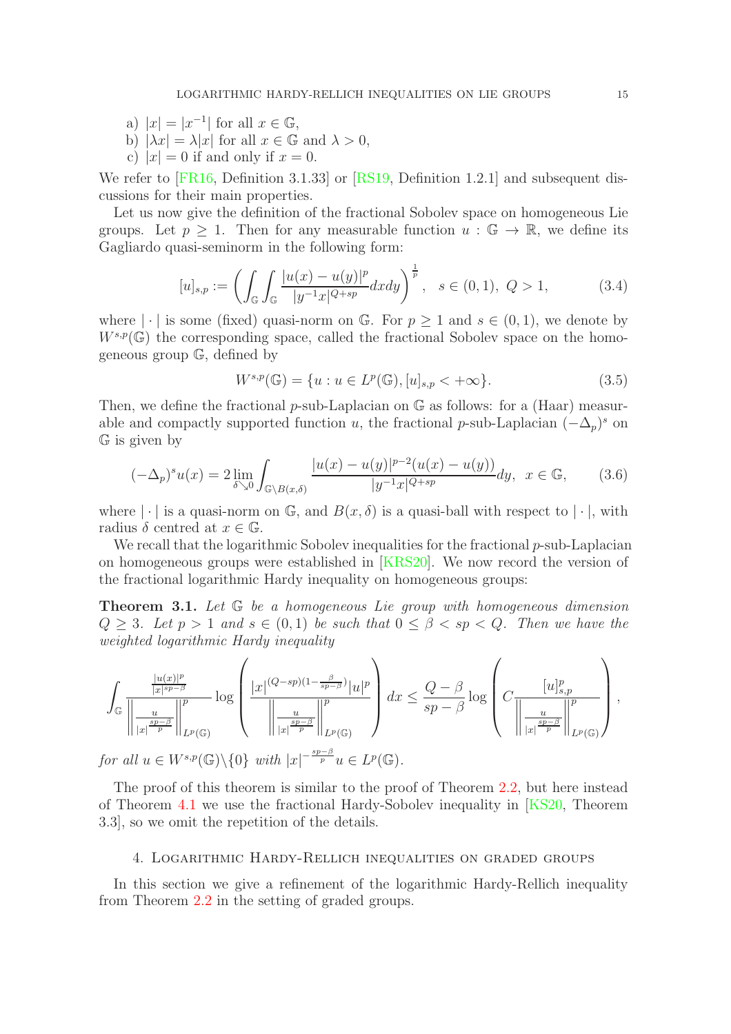a) $|x| = |x^{-1}|$ for all $x \in \mathbb{G}$,
b) $|\lambda x| = \lambda |x|$ for all $x \in \mathbb{G}$ and $\lambda > 0$,
c) $|x| = 0$ if and only if $x = 0$.

We refer to [FR16, Definition 3.1.33] or [RS19, Definition 1.2.1] and subsequent discussions for their main properties.

Let us now give the definition of the fractional Sobolev space on homogeneous Lie groups. Let $p \geq 1$. Then for any measurable function $u : \mathbb{G} \to \mathbb{R}$, we define its Gagliardo quasi-seminorm in the following form:

$$[u]_{s,p} := \left( \int_{\mathbb{G}} \int_{\mathbb{G}} \frac{|u(x) - u(y)|^p}{|y^{-1}x|^{Q+sp}} dxdy \right)^{\frac{1}{p}}, \quad s \in (0,1), \ Q > 1, \tag{3.4}$$

where $|\cdot|$ is some (fixed) quasi-norm on $\mathbb{G}$. For $p \geq 1$ and $s \in (0,1)$, we denote by $W^{s,p}(\mathbb{G})$ the corresponding space, called the fractional Sobolev space on the homogeneous group $\mathbb{G}$, defined by

$$W^{s,p}(\mathbb{G}) = \{u : u \in L^p(\mathbb{G}), [u]_{s,p} < +\infty\}. \tag{3.5}$$

Then, we define the fractional $p$-sub-Laplacian on $\mathbb{G}$ as follows: for a (Haar) measurable and compactly supported function $u$, the fractional $p$-sub-Laplacian $(-\Delta_p)^s$ on $\mathbb{G}$ is given by

$$(-\Delta_p)^s u(x) = 2 \lim_{\delta \searrow 0} \int_{\mathbb{G} \setminus B(x,\delta)} \frac{|u(x) - u(y)|^{p-2}(u(x) - u(y))}{|y^{-1}x|^{Q+sp}} dy, \ \ x \in \mathbb{G}, \tag{3.6}$$

where $|\cdot|$ is a quasi-norm on $\mathbb{G}$, and $B(x, \delta)$ is a quasi-ball with respect to $|\cdot|$, with radius $\delta$ centred at $x \in \mathbb{G}$.

We recall that the logarithmic Sobolev inequalities for the fractional $p$-sub-Laplacian on homogeneous groups were established in [KRS20]. We now record the version of the fractional logarithmic Hardy inequality on homogeneous groups:

**Theorem 3.1.** *Let $\mathbb{G}$ be a homogeneous Lie group with homogeneous dimension $Q \geq 3$. Let $p > 1$ and $s \in (0,1)$ be such that $0 \leq \beta < sp < Q$. Then we have the weighted logarithmic Hardy inequality*

$$\int_{\mathbb{G}} \frac{\frac{|u(x)|^p}{|x|^{sp-\beta}}}{\left\| \frac{u}{|x|^{\frac{sp-\beta}{p}}} \right\|^p_{L^p(\mathbb{G})}} \log \left( \frac{|x|^{(Q-sp)(1-\frac{\beta}{sp-\beta})}|u|^p}{\left\| \frac{u}{|x|^{\frac{sp-\beta}{p}}} \right\|^p_{L^p(\mathbb{G})}} \right) dx \leq \frac{Q-\beta}{sp-\beta} \log \left( C \frac{[u]^p_{s,p}}{\left\| \frac{u}{|x|^{\frac{sp-\beta}{p}}} \right\|^p_{L^p(\mathbb{G})}} \right),$$

*for all $u \in W^{s,p}(\mathbb{G})\backslash\{0\}$ with $|x|^{-\frac{sp-\beta}{p}} u \in L^p(\mathbb{G})$.*

The proof of this theorem is similar to the proof of Theorem 2.2, but here instead of Theorem 4.1 we use the fractional Hardy-Sobolev inequality in [KS20, Theorem 3.3], so we omit the repetition of the details.

## 4. Logarithmic Hardy-Rellich inequalities on graded groups

In this section we give a refinement of the logarithmic Hardy-Rellich inequality from Theorem 2.2 in the setting of graded groups.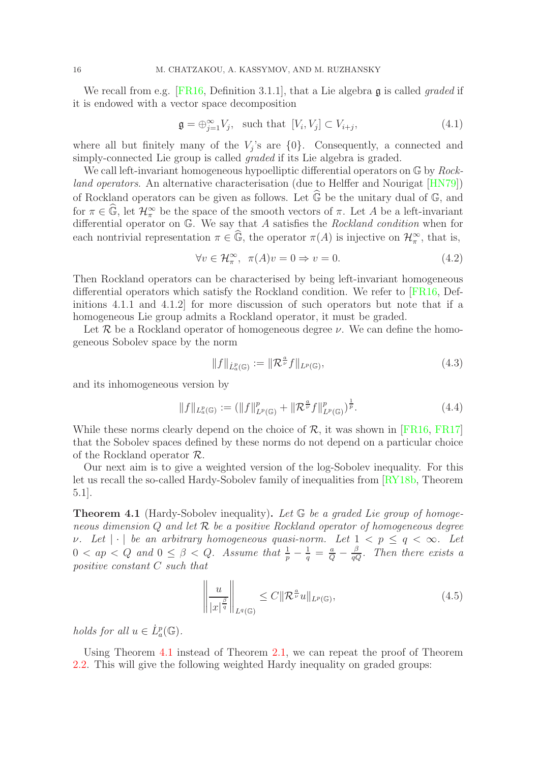We recall from e.g. [FR16, Definition 3.1.1], that a Lie algebra $\mathfrak{g}$ is called *graded* if it is endowed with a vector space decomposition

$$\mathfrak{g} = \oplus_{j=1}^{\infty} V_j, \quad \text{such that } [V_i, V_j] \subset V_{i+j}, \tag{4.1}$$

where all but finitely many of the $V_j$'s are $\{0\}$. Consequently, a connected and simply-connected Lie group is called *graded* if its Lie algebra is graded.

We call left-invariant homogeneous hypoelliptic differential operators on $\mathbb{G}$ by *Rockland operators*. An alternative characterisation (due to Helffer and Nourigat [HN79]) of Rockland operators can be given as follows. Let $\widehat{\mathbb{G}}$ be the unitary dual of $\mathbb{G}$, and for $\pi \in \widehat{\mathbb{G}}$, let $\mathcal{H}_\pi^\infty$ be the space of the smooth vectors of $\pi$. Let $A$ be a left-invariant differential operator on $\mathbb{G}$. We say that $A$ satisfies the *Rockland condition* when for each nontrivial representation $\pi \in \widehat{\mathbb{G}}$, the operator $\pi(A)$ is injective on $\mathcal{H}_\pi^\infty$, that is,

$$\forall v \in \mathcal{H}_\pi^\infty, \ \ \pi(A)v = 0 \Rightarrow v = 0. \tag{4.2}$$

Then Rockland operators can be characterised by being left-invariant homogeneous differential operators which satisfy the Rockland condition. We refer to [FR16, Definitions 4.1.1 and 4.1.2] for more discussion of such operators but note that if a homogeneous Lie group admits a Rockland operator, it must be graded.

Let $\mathcal{R}$ be a Rockland operator of homogeneous degree $\nu$. We can define the homogeneous Sobolev space by the norm

$$\|f\|_{\dot{L}^p_a(\mathbb{G})} := \|\mathcal{R}^{\frac{a}{\nu}} f\|_{L^p(\mathbb{G})}, \tag{4.3}$$

and its inhomogeneous version by

$$\|f\|_{L^p_a(\mathbb{G})} := (\|f\|^p_{L^p(\mathbb{G})} + \|\mathcal{R}^{\frac{a}{\nu}} f\|^p_{L^p(\mathbb{G})})^{\frac{1}{p}}. \tag{4.4}$$

While these norms clearly depend on the choice of $\mathcal{R}$, it was shown in [FR16, FR17] that the Sobolev spaces defined by these norms do not depend on a particular choice of the Rockland operator $\mathcal{R}$.

Our next aim is to give a weighted version of the log-Sobolev inequality. For this let us recall the so-called Hardy-Sobolev family of inequalities from [RY18b, Theorem 5.1].

**Theorem 4.1** (Hardy-Sobolev inequality)**.** *Let $\mathbb{G}$ be a graded Lie group of homogeneous dimension $Q$ and let $\mathcal{R}$ be a positive Rockland operator of homogeneous degree $\nu$. Let $|\cdot|$ be an arbitrary homogeneous quasi-norm. Let $1 < p \leq q < \infty$. Let $0 < ap < Q$ and $0 \leq \beta < Q$. Assume that $\frac{1}{p} - \frac{1}{q} = \frac{a}{Q} - \frac{\beta}{qQ}$. Then there exists a positive constant $C$ such that*

$$\left\| \frac{u}{|x|^{\frac{\beta}{q}}} \right\|_{L^q(\mathbb{G})} \leq C \|\mathcal{R}^{\frac{a}{\nu}} u\|_{L^p(\mathbb{G})}, \tag{4.5}$$

*holds for all $u \in \dot{L}^p_a(\mathbb{G})$.*

Using Theorem 4.1 instead of Theorem 2.1, we can repeat the proof of Theorem 2.2. This will give the following weighted Hardy inequality on graded groups: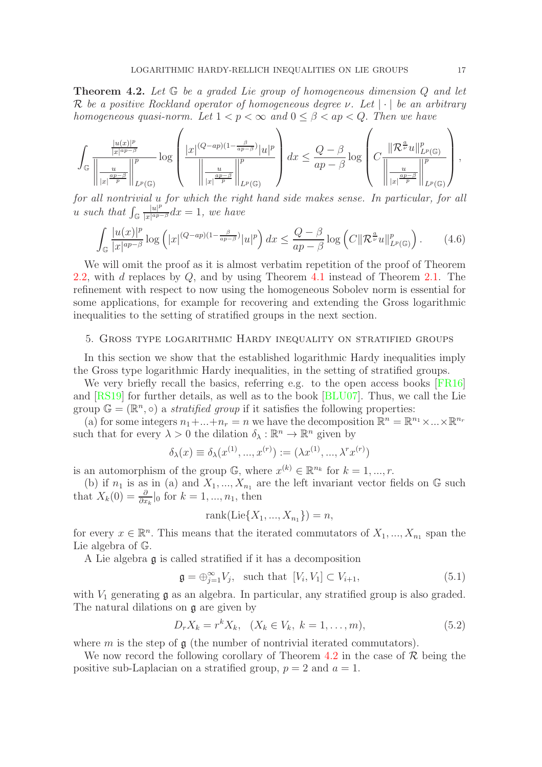**Theorem 4.2.** *Let $\mathbb{G}$ be a graded Lie group of homogeneous dimension $Q$ and let $\mathcal{R}$ be a positive Rockland operator of homogeneous degree $\nu$. Let $|\cdot|$ be an arbitrary homogeneous quasi-norm. Let $1 < p < \infty$ and $0 \leq \beta < ap < Q$. Then we have*

$$
\int_{\mathbb{G}} \frac{\frac{|u(x)|^p}{|x|^{ap-\beta}}}{\left\| \frac{u}{|x|^{\frac{ap-\beta}{p}}} \right\|^p_{L^p(\mathbb{G})}} \log \left( \frac{|x|^{(Q-ap)(1-\frac{\beta}{ap-\beta})}|u|^p}{\left\| \frac{u}{|x|^{\frac{ap-\beta}{p}}} \right\|^p_{L^p(\mathbb{G})}} \right) dx \leq \frac{Q-\beta}{ap-\beta} \log \left( C \frac{\|\mathcal{R}^{\frac{a}{\nu}} u\|^p_{L^p(\mathbb{G})}}{\left\| \frac{u}{|x|^{\frac{ap-\beta}{p}}} \right\|^p_{L^p(\mathbb{G})}} \right),
$$

*for all nontrivial $u$ for which the right hand side makes sense. In particular, for all $u$ such that $\int_{\mathbb{G}} \frac{|u|^p}{|x|^{ap-\beta}} dx = 1$, we have*

$$
\int_{\mathbb{G}} \frac{|u(x)|^p}{|x|^{ap-\beta}} \log \left( |x|^{(Q-ap)(1-\frac{\beta}{ap-\beta})}|u|^p \right) dx \leq \frac{Q-\beta}{ap-\beta} \log \left( C \|\mathcal{R}^{\frac{a}{\nu}} u\|^p_{L^p(\mathbb{G})} \right). \tag{4.6}
$$

We will omit the proof as it is almost verbatim repetition of the proof of Theorem 2.2, with $d$ replaces by $Q$, and by using Theorem 4.1 instead of Theorem 2.1. The refinement with respect to now using the homogeneous Sobolev norm is essential for some applications, for example for recovering and extending the Gross logarithmic inequalities to the setting of stratified groups in the next section.

## 5. Gross type logarithmic Hardy inequality on stratified groups

In this section we show that the established logarithmic Hardy inequalities imply the Gross type logarithmic Hardy inequalities, in the setting of stratified groups.

We very briefly recall the basics, referring e.g. to the open access books [FR16] and [RS19] for further details, as well as to the book [BLU07]. Thus, we call the Lie group $\mathbb{G} = (\mathbb{R}^n, \circ)$ a *stratified group* if it satisfies the following properties:

(a) for some integers $n_1 + ... + n_r = n$ we have the decomposition $\mathbb{R}^n = \mathbb{R}^{n_1} \times ... \times \mathbb{R}^{n_r}$ such that for every $\lambda > 0$ the dilation $\delta_\lambda : \mathbb{R}^n \to \mathbb{R}^n$ given by

$$
\delta_\lambda(x) \equiv \delta_\lambda(x^{(1)}, ..., x^{(r)}) := (\lambda x^{(1)}, ..., \lambda^r x^{(r)})
$$

is an automorphism of the group $\mathbb{G}$, where $x^{(k)} \in \mathbb{R}^{n_k}$ for $k = 1, ..., r$.

(b) if $n_1$ is as in (a) and $X_1, ..., X_{n_1}$ are the left invariant vector fields on $\mathbb{G}$ such that $X_k(0) = \frac{\partial}{\partial x_k}|_0$ for $k = 1, ..., n_1$, then

$$
\operatorname{rank}(\operatorname{Lie}\{X_1, ..., X_{n_1}\}) = n,
$$

for every $x \in \mathbb{R}^n$. This means that the iterated commutators of $X_1, ..., X_{n_1}$ span the Lie algebra of $\mathbb{G}$.

A Lie algebra $\mathfrak{g}$ is called stratified if it has a decomposition

$$
\mathfrak{g} = \oplus_{j=1}^{\infty} V_j, \text{ such that } [V_i, V_1] \subset V_{i+1}, \tag{5.1}
$$

with $V_1$ generating $\mathfrak{g}$ as an algebra. In particular, any stratified group is also graded. The natural dilations on $\mathfrak{g}$ are given by

$$
D_r X_k = r^k X_k, \quad (X_k \in V_k, \ k = 1, \ldots, m), \tag{5.2}
$$

where $m$ is the step of $\mathfrak{g}$ (the number of nontrivial iterated commutators).

We now record the following corollary of Theorem 4.2 in the case of $\mathcal{R}$ being the positive sub-Laplacian on a stratified group, $p = 2$ and $a = 1$.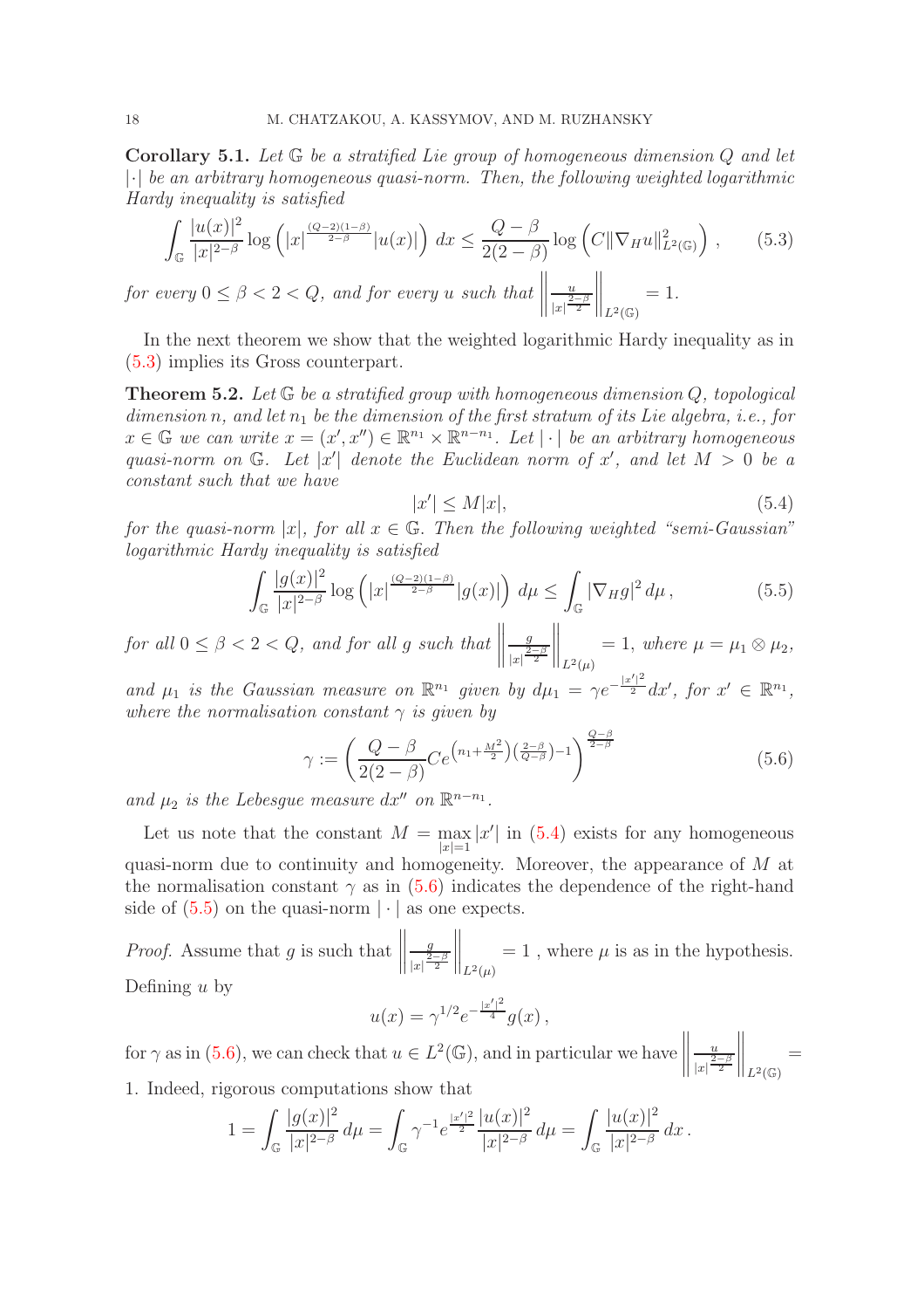**Corollary 5.1.** *Let $\mathbb{G}$ be a stratified Lie group of homogeneous dimension $Q$ and let $|\cdot|$ be an arbitrary homogeneous quasi-norm. Then, the following weighted logarithmic Hardy inequality is satisfied*

$$\int_{\mathbb{G}} \frac{|u(x)|^2}{|x|^{2-\beta}} \log\left(|x|^{\frac{(Q-2)(1-\beta)}{2-\beta}}|u(x)|\right)\, dx \leq \frac{Q-\beta}{2(2-\beta)} \log\left(C\|\nabla_H u\|^2_{L^2(\mathbb{G})}\right), \tag{5.3}$$

*for every $0 \leq \beta < 2 < Q$, and for every $u$ such that $\left\|\frac{u}{|x|^{\frac{2-\beta}{2}}}\right\|_{L^2(\mathbb{G})} = 1$.*

In the next theorem we show that the weighted logarithmic Hardy inequality as in (5.3) implies its Gross counterpart.

**Theorem 5.2.** *Let $\mathbb{G}$ be a stratified group with homogeneous dimension $Q$, topological dimension $n$, and let $n_1$ be the dimension of the first stratum of its Lie algebra, i.e., for $x \in \mathbb{G}$ we can write $x = (x', x'') \in \mathbb{R}^{n_1} \times \mathbb{R}^{n-n_1}$. Let $|\cdot|$ be an arbitrary homogeneous quasi-norm on $\mathbb{G}$. Let $|x'|$ denote the Euclidean norm of $x'$, and let $M > 0$ be a constant such that we have*

$$|x'| \leq M|x|, \tag{5.4}$$

*for the quasi-norm $|x|$, for all $x \in \mathbb{G}$. Then the following weighted "semi-Gaussian" logarithmic Hardy inequality is satisfied*

$$\int_{\mathbb{G}} \frac{|g(x)|^2}{|x|^{2-\beta}} \log\left(|x|^{\frac{(Q-2)(1-\beta)}{2-\beta}}|g(x)|\right)\, d\mu \leq \int_{\mathbb{G}} |\nabla_H g|^2\, d\mu\,, \tag{5.5}$$

*for all $0 \leq \beta < 2 < Q$, and for all $g$ such that $\left\|\frac{g}{|x|^{\frac{2-\beta}{2}}}\right\|_{L^2(\mu)} = 1$, where $\mu = \mu_1 \otimes \mu_2$, and $\mu_1$ is the Gaussian measure on $\mathbb{R}^{n_1}$ given by $d\mu_1 = \gamma e^{-\frac{|x'|^2}{2}} dx'$, for $x' \in \mathbb{R}^{n_1}$, where the normalisation constant $\gamma$ is given by*

$$\gamma := \left(\frac{Q-\beta}{2(2-\beta)} C e^{\left(n_1 + \frac{M^2}{2}\right)\left(\frac{2-\beta}{Q-\beta}\right)-1}\right)^{\frac{Q-\beta}{2-\beta}} \tag{5.6}$$

*and $\mu_2$ is the Lebesgue measure $dx''$ on $\mathbb{R}^{n-n_1}$.*

Let us note that the constant $M = \max_{|x|=1} |x'|$ in (5.4) exists for any homogeneous quasi-norm due to continuity and homogeneity. Moreover, the appearance of $M$ at the normalisation constant $\gamma$ as in (5.6) indicates the dependence of the right-hand side of (5.5) on the quasi-norm $|\cdot|$ as one expects.

*Proof.* Assume that $g$ is such that $\left\|\frac{g}{|x|^{\frac{2-\beta}{2}}}\right\|_{L^2(\mu)} = 1$ , where $\mu$ is as in the hypothesis. Defining $u$ by

$$u(x) = \gamma^{1/2} e^{-\frac{|x'|^2}{4}} g(x)\,,$$

for $\gamma$ as in (5.6), we can check that $u \in L^2(\mathbb{G})$, and in particular we have $\left\|\frac{u}{|x|^{\frac{2-\beta}{2}}}\right\|_{L^2(\mathbb{G})} = 1$. Indeed, rigorous computations show that

$$1 = \int_{\mathbb{G}} \frac{|g(x)|^2}{|x|^{2-\beta}}\, d\mu = \int_{\mathbb{G}} \gamma^{-1} e^{\frac{|x'|^2}{2}} \frac{|u(x)|^2}{|x|^{2-\beta}}\, d\mu = \int_{\mathbb{G}} \frac{|u(x)|^2}{|x|^{2-\beta}}\, dx\,.$$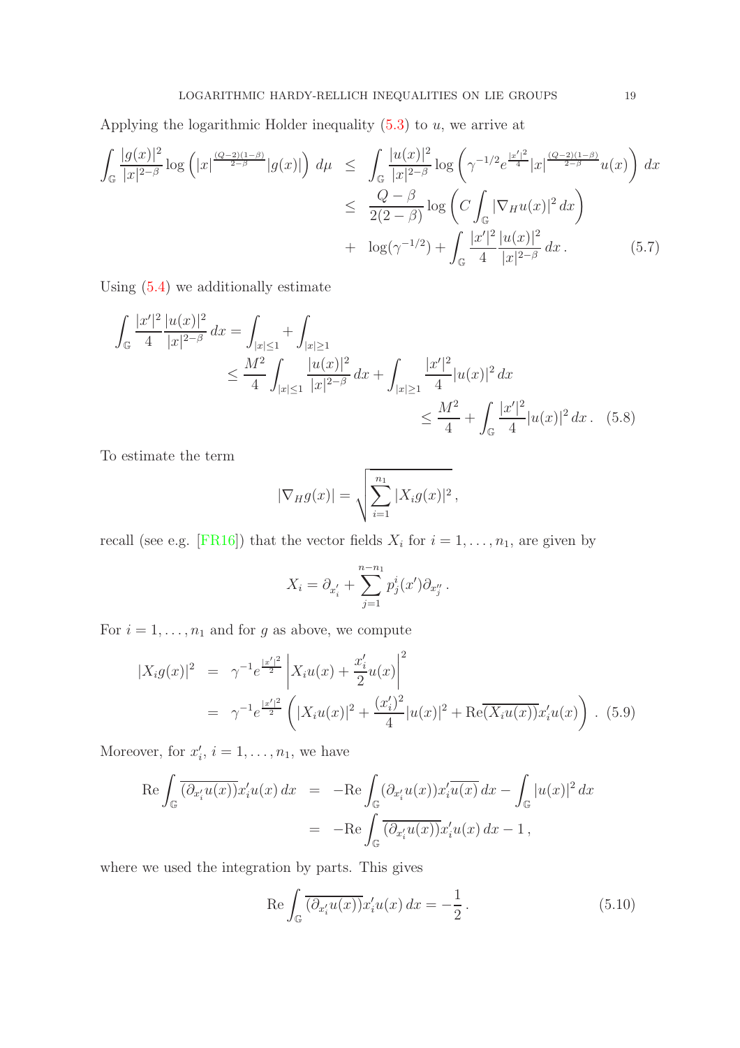Applying the logarithmic Holder inequality (5.3) to $u$, we arrive at

$$
\begin{aligned}
\int_{\mathbb{G}} \frac{|g(x)|^2}{|x|^{2-\beta}} \log\left(|x|^{\frac{(Q-2)(1-\beta)}{2-\beta}}|g(x)|\right)\, d\mu &\leq \int_{\mathbb{G}} \frac{|u(x)|^2}{|x|^{2-\beta}} \log\left(\gamma^{-1/2} e^{\frac{|x'|^2}{4}} |x|^{\frac{(Q-2)(1-\beta)}{2-\beta}} u(x)\right) dx \\
&\leq \frac{Q-\beta}{2(2-\beta)} \log\left(C \int_{\mathbb{G}} |\nabla_H u(x)|^2\, dx\right) \\
&+ \log(\gamma^{-1/2}) + \int_{\mathbb{G}} \frac{|x'|^2}{4} \frac{|u(x)|^2}{|x|^{2-\beta}}\, dx\,. \qquad (5.7)
\end{aligned}
$$

Using (5.4) we additionally estimate

$$
\begin{aligned}
\int_{\mathbb{G}} \frac{|x'|^2}{4} \frac{|u(x)|^2}{|x|^{2-\beta}}\, dx &= \int_{|x|\leq 1} + \int_{|x|\geq 1} \\
&\leq \frac{M^2}{4} \int_{|x|\leq 1} \frac{|u(x)|^2}{|x|^{2-\beta}}\, dx + \int_{|x|\geq 1} \frac{|x'|^2}{4} |u(x)|^2\, dx \\
&\leq \frac{M^2}{4} + \int_{\mathbb{G}} \frac{|x'|^2}{4} |u(x)|^2\, dx\,. \quad (5.8)
\end{aligned}
$$

To estimate the term

$$
|\nabla_H g(x)| = \sqrt{\sum_{i=1}^{n_1} |X_i g(x)|^2}\,,
$$

recall (see e.g. [FR16]) that the vector fields $X_i$ for $i = 1, \ldots, n_1$, are given by

$$
X_i = \partial_{x_i'} + \sum_{j=1}^{n-n_1} p_j^i(x') \partial_{x_j''}\,.
$$

For $i = 1, \ldots, n_1$ and for $g$ as above, we compute

$$
\begin{aligned}
|X_i g(x)|^2 &= \gamma^{-1} e^{\frac{|x'|^2}{2}} \left| X_i u(x) + \frac{x_i'}{2} u(x) \right|^2 \\
&= \gamma^{-1} e^{\frac{|x'|^2}{2}} \left( |X_i u(x)|^2 + \frac{(x_i')^2}{4} |u(x)|^2 + \mathrm{Re}\overline{(X_i u(x))} x_i' u(x) \right)\,. \quad (5.9)
\end{aligned}
$$

Moreover, for $x_i'$, $i = 1, \ldots, n_1$, we have

$$
\begin{aligned}
\mathrm{Re} \int_{\mathbb{G}} \overline{(\partial_{x_i'} u(x))} x_i' u(x)\, dx &= -\mathrm{Re} \int_{\mathbb{G}} (\partial_{x_i'} u(x)) x_i' \overline{u(x)}\, dx - \int_{\mathbb{G}} |u(x)|^2\, dx \\
&= -\mathrm{Re} \int_{\mathbb{G}} \overline{(\partial_{x_i'} u(x))} x_i' u(x)\, dx - 1\,,
\end{aligned}
$$

where we used the integration by parts. This gives

$$
\mathrm{Re} \int_{\mathbb{G}} \overline{(\partial_{x_i'} u(x))} x_i' u(x)\, dx = -\frac{1}{2}\,. \qquad (5.10)
$$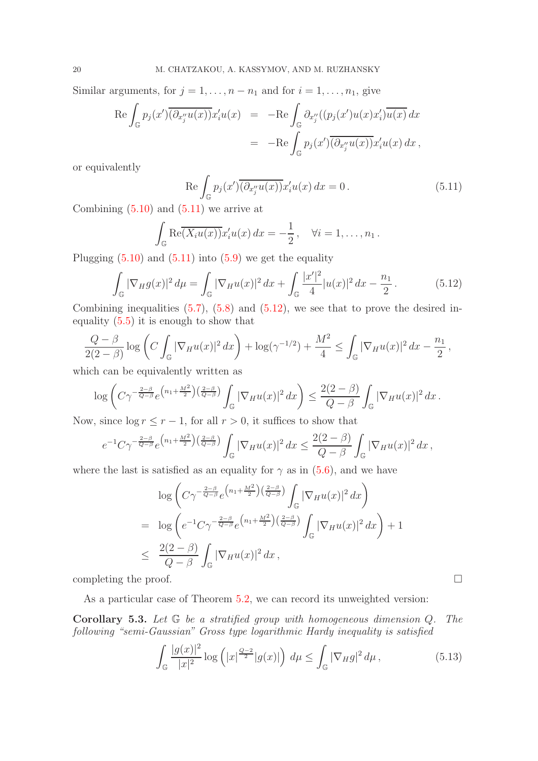Similar arguments, for $j = 1, \ldots, n - n_1$ and for $i = 1, \ldots, n_1$, give

$$
\begin{aligned}
\mathrm{Re} \int_{\mathbb{G}} p_j(x') \overline{(\partial_{x''_j} u(x))} x'_i u(x) &= -\mathrm{Re} \int_{\mathbb{G}} \partial_{x''_j}((p_j(x') u(x) x'_i) \overline{u(x)}\, dx \\
&= -\mathrm{Re} \int_{\mathbb{G}} p_j(x') \overline{(\partial_{x''_j} u(x))} x'_i u(x)\, dx\,,
\end{aligned}
$$

or equivalently

$$
\mathrm{Re} \int_{\mathbb{G}} p_j(x') \overline{(\partial_{x''_j} u(x))} x'_i u(x)\, dx = 0\,. \tag{5.11}
$$

Combining (5.10) and (5.11) we arrive at

$$
\int_{\mathbb{G}} \mathrm{Re} \overline{(X_i u(x))} x'_i u(x)\, dx = -\frac{1}{2}\,, \quad \forall i = 1, \ldots, n_1\,.
$$

Plugging (5.10) and (5.11) into (5.9) we get the equality

$$
\int_{\mathbb{G}} |\nabla_H g(x)|^2\, d\mu = \int_{\mathbb{G}} |\nabla_H u(x)|^2\, dx + \int_{\mathbb{G}} \frac{|x'|^2}{4} |u(x)|^2\, dx - \frac{n_1}{2}\,. \tag{5.12}
$$

Combining inequalities (5.7), (5.8) and (5.12), we see that to prove the desired inequality (5.5) it is enough to show that

$$
\frac{Q-\beta}{2(2-\beta)} \log\left(C \int_{\mathbb{G}} |\nabla_H u(x)|^2\, dx\right) + \log(\gamma^{-1/2}) + \frac{M^2}{4} \leq \int_{\mathbb{G}} |\nabla_H u(x)|^2\, dx - \frac{n_1}{2}\,,
$$

which can be equivalently written as

$$
\log\left(C \gamma^{-\frac{2-\beta}{Q-\beta}} e^{\left(n_1 + \frac{M^2}{2}\right)\left(\frac{2-\beta}{Q-\beta}\right)} \int_{\mathbb{G}} |\nabla_H u(x)|^2\, dx\right) \leq \frac{2(2-\beta)}{Q-\beta} \int_{\mathbb{G}} |\nabla_H u(x)|^2\, dx\,.
$$

Now, since $\log r \leq r - 1$, for all $r > 0$, it suffices to show that

$$
e^{-1} C \gamma^{-\frac{2-\beta}{Q-\beta}} e^{\left(n_1 + \frac{M^2}{2}\right)\left(\frac{2-\beta}{Q-\beta}\right)} \int_{\mathbb{G}} |\nabla_H u(x)|^2\, dx \leq \frac{2(2-\beta)}{Q-\beta} \int_{\mathbb{G}} |\nabla_H u(x)|^2\, dx\,,
$$

where the last is satisfied as an equality for $\gamma$ as in (5.6), and we have

$$
\begin{aligned}
&\log\left(C \gamma^{-\frac{2-\beta}{Q-\beta}} e^{\left(n_1 + \frac{M^2}{2}\right)\left(\frac{2-\beta}{Q-\beta}\right)} \int_{\mathbb{G}} |\nabla_H u(x)|^2\, dx\right) \\
= \;& \log\left(e^{-1} C \gamma^{-\frac{2-\beta}{Q-\beta}} e^{\left(n_1 + \frac{M^2}{2}\right)\left(\frac{2-\beta}{Q-\beta}\right)} \int_{\mathbb{G}} |\nabla_H u(x)|^2\, dx\right) + 1 \\
\leq \;& \frac{2(2-\beta)}{Q-\beta} \int_{\mathbb{G}} |\nabla_H u(x)|^2\, dx\,,
\end{aligned}
$$

completing the proof. □

As a particular case of Theorem 5.2, we can record its unweighted version:

**Corollary 5.3.** *Let $\mathbb{G}$ be a stratified group with homogeneous dimension $Q$. The following "semi-Gaussian" Gross type logarithmic Hardy inequality is satisfied*

$$
\int_{\mathbb{G}} \frac{|g(x)|^2}{|x|^2} \log\left(|x|^{\frac{Q-2}{2}} |g(x)|\right)\, d\mu \leq \int_{\mathbb{G}} |\nabla_H g|^2\, d\mu\,, \tag{5.13}
$$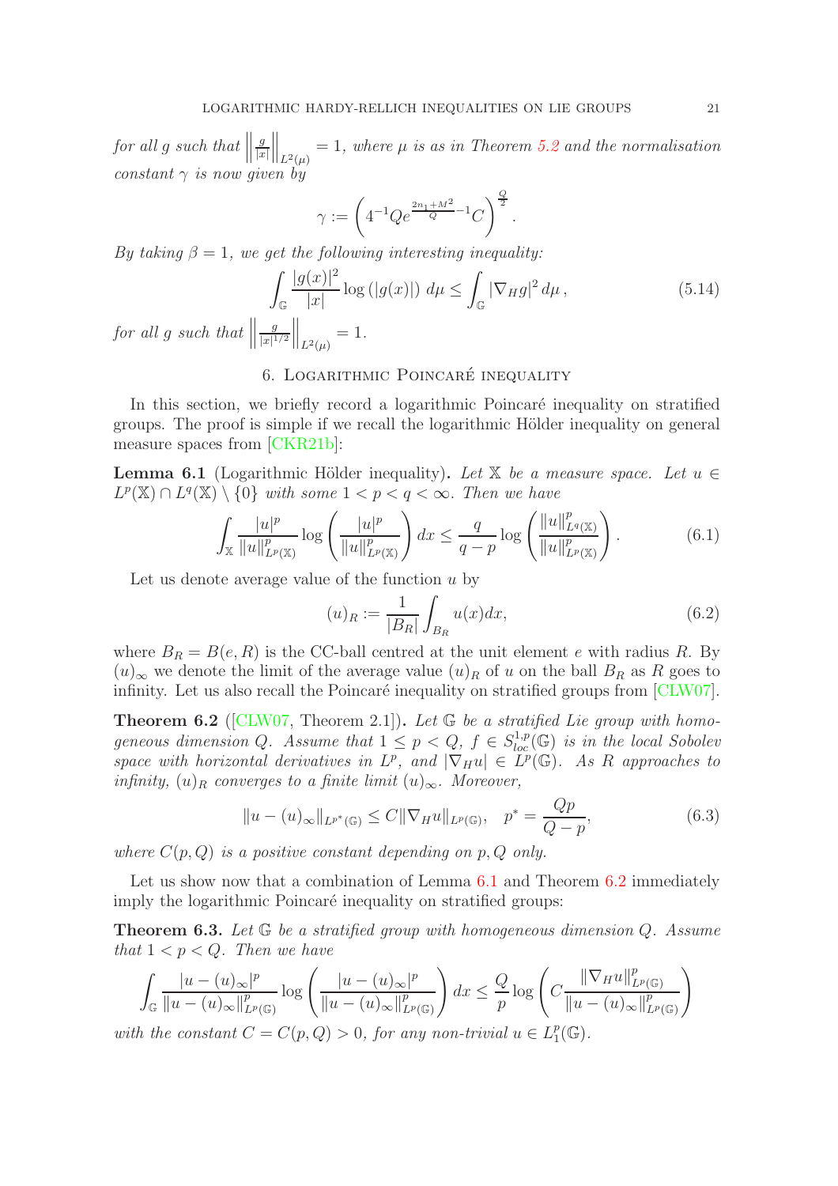*for all $g$ such that $\left\|\frac{g}{|x|}\right\|_{L^2(\mu)} = 1$, where $\mu$ is as in Theorem 5.2 and the normalisation constant $\gamma$ is now given by*

$$\gamma := \left(4^{-1} Q e^{\frac{2n_1 + M^2}{Q} - 1} C\right)^{\frac{Q}{2}}.$$

*By taking $\beta = 1$, we get the following interesting inequality:*

$$\int_{\mathbb{G}} \frac{|g(x)|^2}{|x|} \log\left(|g(x)|\right) \, d\mu \leq \int_{\mathbb{G}} |\nabla_H g|^2 \, d\mu \,, \tag{5.14}$$

*for all $g$ such that $\left\|\frac{g}{|x|^{1/2}}\right\|_{L^2(\mu)} = 1$.*

## 6. Logarithmic Poincaré inequality

In this section, we briefly record a logarithmic Poincaré inequality on stratified groups. The proof is simple if we recall the logarithmic Hölder inequality on general measure spaces from [CKR21b]:

**Lemma 6.1** (Logarithmic Hölder inequality)**.** *Let $\mathbb{X}$ be a measure space. Let $u \in L^p(\mathbb{X}) \cap L^q(\mathbb{X}) \setminus \{0\}$ with some $1 < p < q < \infty$. Then we have*

$$\int_{\mathbb{X}} \frac{|u|^p}{\|u\|^p_{L^p(\mathbb{X})}} \log\left(\frac{|u|^p}{\|u\|^p_{L^p(\mathbb{X})}}\right) dx \leq \frac{q}{q-p} \log\left(\frac{\|u\|^p_{L^q(\mathbb{X})}}{\|u\|^p_{L^p(\mathbb{X})}}\right). \tag{6.1}$$

Let us denote average value of the function $u$ by

$$(u)_R := \frac{1}{|B_R|} \int_{B_R} u(x) dx, \tag{6.2}$$

where $B_R = B(e, R)$ is the CC-ball centred at the unit element $e$ with radius $R$. By $(u)_\infty$ we denote the limit of the average value $(u)_R$ of $u$ on the ball $B_R$ as $R$ goes to infinity. Let us also recall the Poincaré inequality on stratified groups from [CLW07].

**Theorem 6.2** ([CLW07, Theorem 2.1])**.** *Let $\mathbb{G}$ be a stratified Lie group with homogeneous dimension $Q$. Assume that $1 \leq p < Q$, $f \in S^{1,p}_{loc}(\mathbb{G})$ is in the local Sobolev space with horizontal derivatives in $L^p$, and $|\nabla_H u| \in L^p(\mathbb{G})$. As $R$ approaches to infinity, $(u)_R$ converges to a finite limit $(u)_\infty$. Moreover,*

$$\|u - (u)_\infty\|_{L^{p^*}(\mathbb{G})} \leq C \|\nabla_H u\|_{L^p(\mathbb{G})}, \quad p^* = \frac{Qp}{Q-p}, \tag{6.3}$$

*where $C(p, Q)$ is a positive constant depending on $p, Q$ only.*

Let us show now that a combination of Lemma 6.1 and Theorem 6.2 immediately imply the logarithmic Poincaré inequality on stratified groups:

**Theorem 6.3.** *Let $\mathbb{G}$ be a stratified group with homogeneous dimension $Q$. Assume that $1 < p < Q$. Then we have*

$$\int_{\mathbb{G}} \frac{|u - (u)_\infty|^p}{\|u - (u)_\infty\|^p_{L^p(\mathbb{G})}} \log\left(\frac{|u - (u)_\infty|^p}{\|u - (u)_\infty\|^p_{L^p(\mathbb{G})}}\right) dx \leq \frac{Q}{p} \log\left(C \frac{\|\nabla_H u\|^p_{L^p(\mathbb{G})}}{\|u - (u)_\infty\|^p_{L^p(\mathbb{G})}}\right)$$

*with the constant $C = C(p, Q) > 0$, for any non-trivial $u \in L^p_1(\mathbb{G})$.*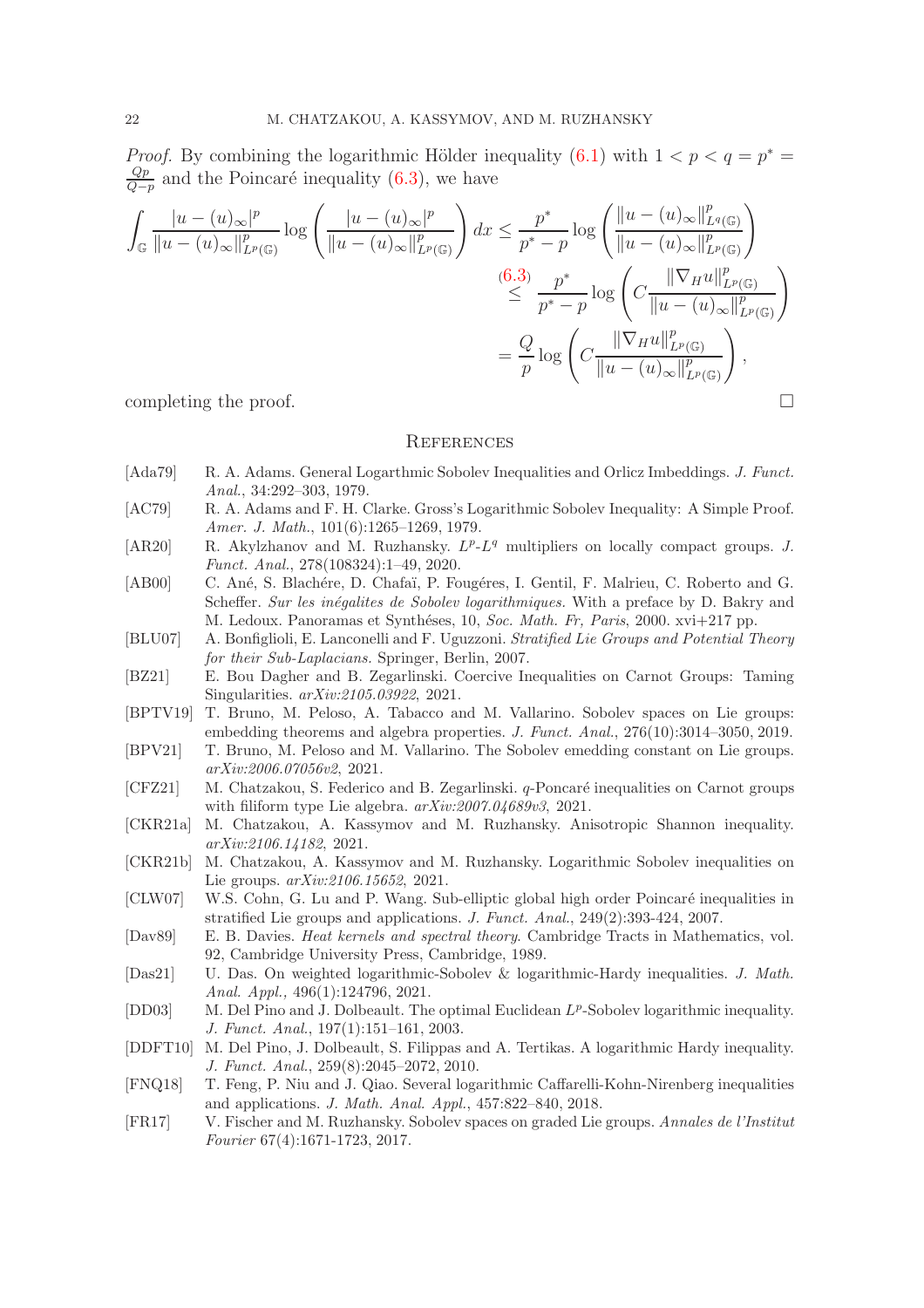*Proof.* By combining the logarithmic Hölder inequality (6.1) with $1 < p < q = p^* = \frac{Qp}{Q-p}$ and the Poincaré inequality (6.3), we have

$$
\begin{aligned}
\int_{\mathbb{G}} \frac{|u-(u)_\infty|^p}{\|u-(u)_\infty\|^p_{L^p(\mathbb{G})}} \log\left(\frac{|u-(u)_\infty|^p}{\|u-(u)_\infty\|^p_{L^p(\mathbb{G})}}\right) dx &\leq \frac{p^*}{p^*-p} \log\left(\frac{\|u-(u)_\infty\|^p_{L^q(\mathbb{G})}}{\|u-(u)_\infty\|^p_{L^p(\mathbb{G})}}\right) \\
&\overset{(6.3)}{\leq} \frac{p^*}{p^*-p} \log\left(C\frac{\|\nabla_H u\|^p_{L^p(\mathbb{G})}}{\|u-(u)_\infty\|^p_{L^p(\mathbb{G})}}\right) \\
&= \frac{Q}{p} \log\left(C\frac{\|\nabla_H u\|^p_{L^p(\mathbb{G})}}{\|u-(u)_\infty\|^p_{L^p(\mathbb{G})}}\right),
\end{aligned}
$$

completing the proof. $\square$

## References

- [Ada79] R. A. Adams. General Logarthmic Sobolev Inequalities and Orlicz Imbeddings. *J. Funct. Anal.*, 34:292–303, 1979.
- [AC79] R. A. Adams and F. H. Clarke. Gross's Logarithmic Sobolev Inequality: A Simple Proof. *Amer. J. Math.*, 101(6):1265–1269, 1979.
- [AR20] R. Akylzhanov and M. Ruzhansky. $L^p$-$L^q$ multipliers on locally compact groups. *J. Funct. Anal.*, 278(108324):1–49, 2020.
- [AB00] C. Ané, S. Blachére, D. Chafaï, P. Fougéres, I. Gentil, F. Malrieu, C. Roberto and G. Scheffer. *Sur les inégalites de Sobolev logarithmiques.* With a preface by D. Bakry and M. Ledoux. Panoramas et Synthéses, 10, *Soc. Math. Fr, Paris*, 2000. xvi+217 pp.
- [BLU07] A. Bonfiglioli, E. Lanconelli and F. Uguzzoni. *Stratified Lie Groups and Potential Theory for their Sub-Laplacians.* Springer, Berlin, 2007.
- [BZ21] E. Bou Dagher and B. Zegarlinski. Coercive Inequalities on Carnot Groups: Taming Singularities. *arXiv:2105.03922*, 2021.
- [BPTV19] T. Bruno, M. Peloso, A. Tabacco and M. Vallarino. Sobolev spaces on Lie groups: embedding theorems and algebra properties. *J. Funct. Anal.*, 276(10):3014–3050, 2019.
- [BPV21] T. Bruno, M. Peloso and M. Vallarino. The Sobolev emedding constant on Lie groups. *arXiv:2006.07056v2*, 2021.
- [CFZ21] M. Chatzakou, S. Federico and B. Zegarlinski. $q$-Poncaré inequalities on Carnot groups with filiform type Lie algebra. *arXiv:2007.04689v3*, 2021.
- [CKR21a] M. Chatzakou, A. Kassymov and M. Ruzhansky. Anisotropic Shannon inequality. *arXiv:2106.14182*, 2021.
- [CKR21b] M. Chatzakou, A. Kassymov and M. Ruzhansky. Logarithmic Sobolev inequalities on Lie groups. *arXiv:2106.15652*, 2021.
- [CLW07] W.S. Cohn, G. Lu and P. Wang. Sub-elliptic global high order Poincaré inequalities in stratified Lie groups and applications. *J. Funct. Anal.*, 249(2):393-424, 2007.
- [Dav89] E. B. Davies. *Heat kernels and spectral theory.* Cambridge Tracts in Mathematics, vol. 92, Cambridge University Press, Cambridge, 1989.
- [Das21] U. Das. On weighted logarithmic-Sobolev & logarithmic-Hardy inequalities. *J. Math. Anal. Appl.*, 496(1):124796, 2021.
- [DD03] M. Del Pino and J. Dolbeault. The optimal Euclidean $L^p$-Sobolev logarithmic inequality. *J. Funct. Anal.*, 197(1):151–161, 2003.
- [DDFT10] M. Del Pino, J. Dolbeault, S. Filippas and A. Tertikas. A logarithmic Hardy inequality. *J. Funct. Anal.*, 259(8):2045–2072, 2010.
- [FNQ18] T. Feng, P. Niu and J. Qiao. Several logarithmic Caffarelli-Kohn-Nirenberg inequalities and applications. *J. Math. Anal. Appl.*, 457:822–840, 2018.
- [FR17] V. Fischer and M. Ruzhansky. Sobolev spaces on graded Lie groups. *Annales de l'Institut Fourier* 67(4):1671-1723, 2017.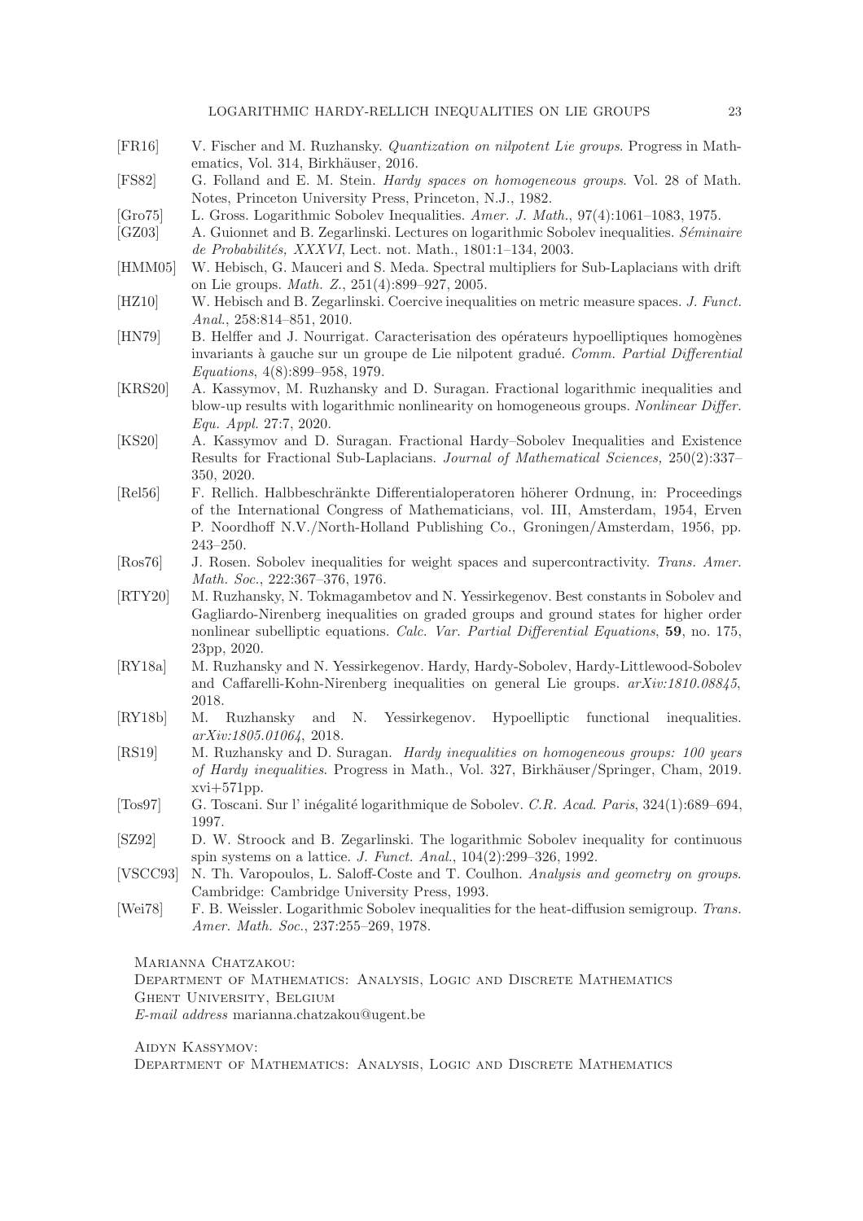[FR16] V. Fischer and M. Ruzhansky. *Quantization on nilpotent Lie groups*. Progress in Mathematics, Vol. 314, Birkhäuser, 2016.

[FS82] G. Folland and E. M. Stein. *Hardy spaces on homogeneous groups*. Vol. 28 of Math. Notes, Princeton University Press, Princeton, N.J., 1982.

[Gro75] L. Gross. Logarithmic Sobolev Inequalities. *Amer. J. Math.*, 97(4):1061–1083, 1975.

[GZ03] A. Guionnet and B. Zegarlinski. Lectures on logarithmic Sobolev inequalities. *Séminaire de Probabilités, XXXVI*, Lect. not. Math., 1801:1–134, 2003.

[HMM05] W. Hebisch, G. Mauceri and S. Meda. Spectral multipliers for Sub-Laplacians with drift on Lie groups. *Math. Z.*, 251(4):899–927, 2005.

[HZ10] W. Hebisch and B. Zegarlinski. Coercive inequalities on metric measure spaces. *J. Funct. Anal.*, 258:814–851, 2010.

[HN79] B. Helffer and J. Nourrigat. Caracterisation des opérateurs hypoelliptiques homogènes invariants à gauche sur un groupe de Lie nilpotent gradué. *Comm. Partial Differential Equations*, 4(8):899–958, 1979.

[KRS20] A. Kassymov, M. Ruzhansky and D. Suragan. Fractional logarithmic inequalities and blow-up results with logarithmic nonlinearity on homogeneous groups. *Nonlinear Differ. Equ. Appl.* 27:7, 2020.

[KS20] A. Kassymov and D. Suragan. Fractional Hardy–Sobolev Inequalities and Existence Results for Fractional Sub-Laplacians. *Journal of Mathematical Sciences,* 250(2):337–350, 2020.

[Rel56] F. Rellich. Halbbeschränkte Differentialoperatoren höherer Ordnung, in: Proceedings of the International Congress of Mathematicians, vol. III, Amsterdam, 1954, Erven P. Noordhoff N.V./North-Holland Publishing Co., Groningen/Amsterdam, 1956, pp. 243–250.

[Ros76] J. Rosen. Sobolev inequalities for weight spaces and supercontractivity. *Trans. Amer. Math. Soc.*, 222:367–376, 1976.

[RTY20] M. Ruzhansky, N. Tokmagambetov and N. Yessirkegenov. Best constants in Sobolev and Gagliardo-Nirenberg inequalities on graded groups and ground states for higher order nonlinear subelliptic equations. *Calc. Var. Partial Differential Equations*, **59**, no. 175, 23pp, 2020.

[RY18a] M. Ruzhansky and N. Yessirkegenov. Hardy, Hardy-Sobolev, Hardy-Littlewood-Sobolev and Caffarelli-Kohn-Nirenberg inequalities on general Lie groups. *arXiv:1810.08845*, 2018.

[RY18b] M. Ruzhansky and N. Yessirkegenov. Hypoelliptic functional inequalities. *arXiv:1805.01064*, 2018.

[RS19] M. Ruzhansky and D. Suragan. *Hardy inequalities on homogeneous groups: 100 years of Hardy inequalities*. Progress in Math., Vol. 327, Birkhäuser/Springer, Cham, 2019. xvi+571pp.

[Tos97] G. Toscani. Sur l' inégalité logarithmique de Sobolev. *C.R. Acad. Paris*, 324(1):689–694, 1997.

[SZ92] D. W. Stroock and B. Zegarlinski. The logarithmic Sobolev inequality for continuous spin systems on a lattice. *J. Funct. Anal.*, 104(2):299–326, 1992.

[VSCC93] N. Th. Varopoulos, L. Saloff-Coste and T. Coulhon. *Analysis and geometry on groups.* Cambridge: Cambridge University Press, 1993.

[Wei78] F. B. Weissler. Logarithmic Sobolev inequalities for the heat-diffusion semigroup. *Trans. Amer. Math. Soc.*, 237:255–269, 1978.

Marianna Chatzakou:
Department of Mathematics: Analysis, Logic and Discrete Mathematics
Ghent University, Belgium
*E-mail address* marianna.chatzakou@ugent.be

Aidyn Kassymov:
Department of Mathematics: Analysis, Logic and Discrete Mathematics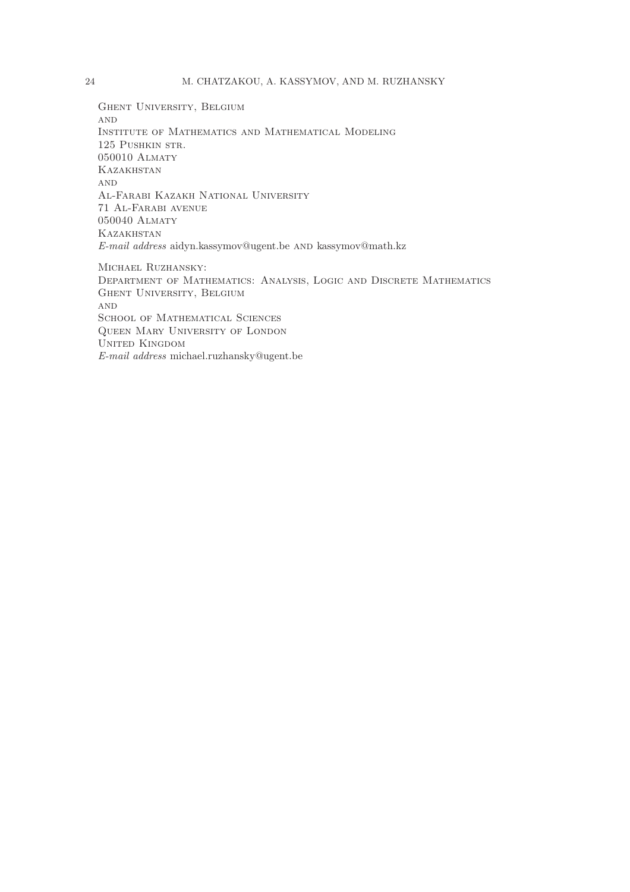Ghent University, Belgium
and
Institute of Mathematics and Mathematical Modeling
125 Pushkin str.
050010 Almaty
Kazakhstan
and
Al-Farabi Kazakh National University
71 Al-Farabi avenue
050040 Almaty
Kazakhstan
*E-mail address* aidyn.kassymov@ugent.be and kassymov@math.kz

Michael Ruzhansky:
Department of Mathematics: Analysis, Logic and Discrete Mathematics
Ghent University, Belgium
and
School of Mathematical Sciences
Queen Mary University of London
United Kingdom
*E-mail address* michael.ruzhansky@ugent.be